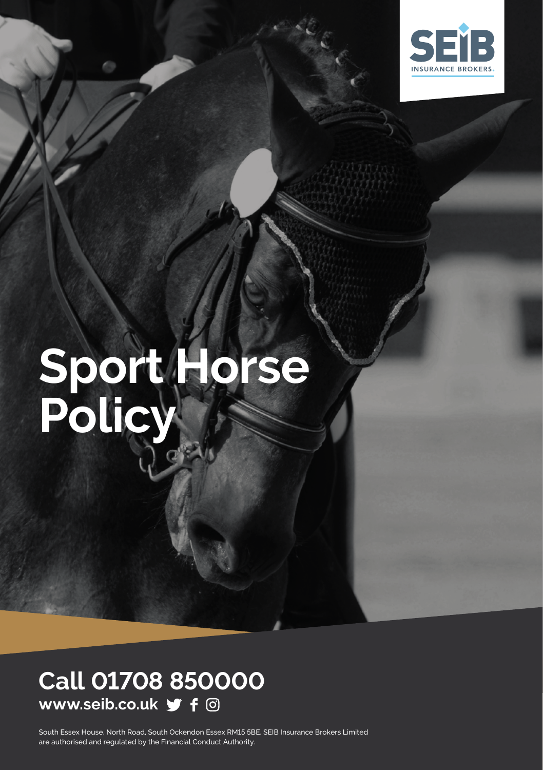SEIB INSURANCE BROKERS

# Sport Horse Policy

## Call 01708 850000

**www.seib.co.uk**

South Essex House, North Road, South Ockendon Essex RM15 5BE. SEIB Insurance Brokers Limited are authorised and regulated by the Financial Conduct Authority.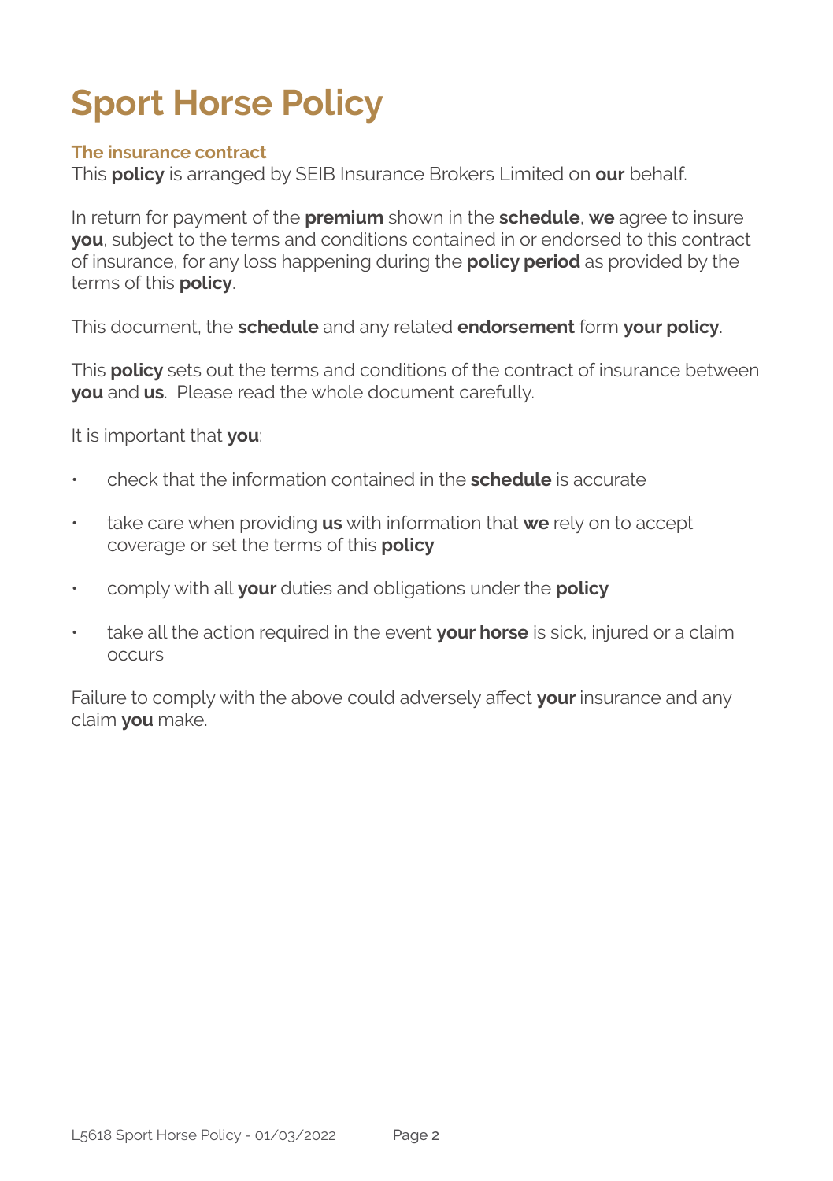# Sport Horse Policy

## The insurance contract

This **policy** is arranged by SEIB Insurance Brokers Limited on **our** behalf.

In return for payment of the **premium** shown in the **schedule**, **we** agree to insure **you**, subject to the terms and conditions contained in or endorsed to this contract of insurance, for any loss happening during the **policy period** as provided by the terms of this **policy**.

This document, the **schedule** and any related **endorsement** form **your policy**.

This **policy** sets out the terms and conditions of the contract of insurance between **you** and **us**. Please read the whole document carefully.

It is important that **you**:

- check that the information contained in the **schedule** is accurate
- take care when providing **us** with information that **we** rely on to accept coverage or set the terms of this **policy**
- comply with all **your** duties and obligations under the **policy**
- take all the action required in the event **your horse** is sick, injured or a claim occurs

Failure to comply with the above could adversely affect **your** insurance and any claim **you** make.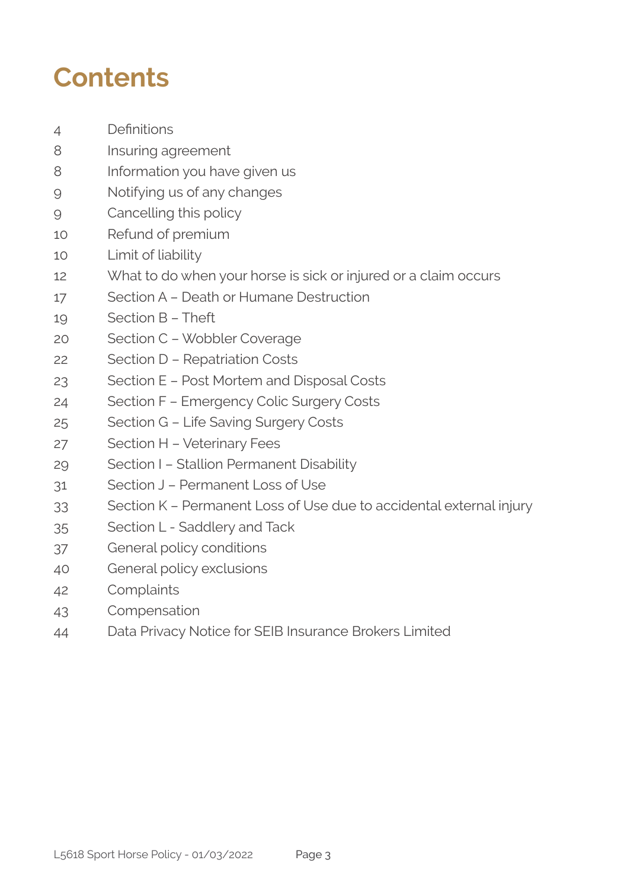# Contents

| | |
|---|---|
| 4 | Definitions |
| 8 | Insuring agreement |
| 8 | Information you have given us |
| 9 | Notifying us of any changes |
| 9 | Cancelling this policy |
| 10 | Refund of premium |
| 10 | Limit of liability |
| 12 | What to do when your horse is sick or injured or a claim occurs |
| 17 | Section A – Death or Humane Destruction |
| 19 | Section B – Theft |
| 20 | Section C – Wobbler Coverage |
| 22 | Section D – Repatriation Costs |
| 23 | Section E – Post Mortem and Disposal Costs |
| 24 | Section F – Emergency Colic Surgery Costs |
| 25 | Section G – Life Saving Surgery Costs |
| 27 | Section H – Veterinary Fees |
| 29 | Section I – Stallion Permanent Disability |
| 31 | Section J – Permanent Loss of Use |
| 33 | Section K – Permanent Loss of Use due to accidental external injury |
| 35 | Section L - Saddlery and Tack |
| 37 | General policy conditions |
| 40 | General policy exclusions |
| 42 | Complaints |
| 43 | Compensation |
| 44 | Data Privacy Notice for SEIB Insurance Brokers Limited |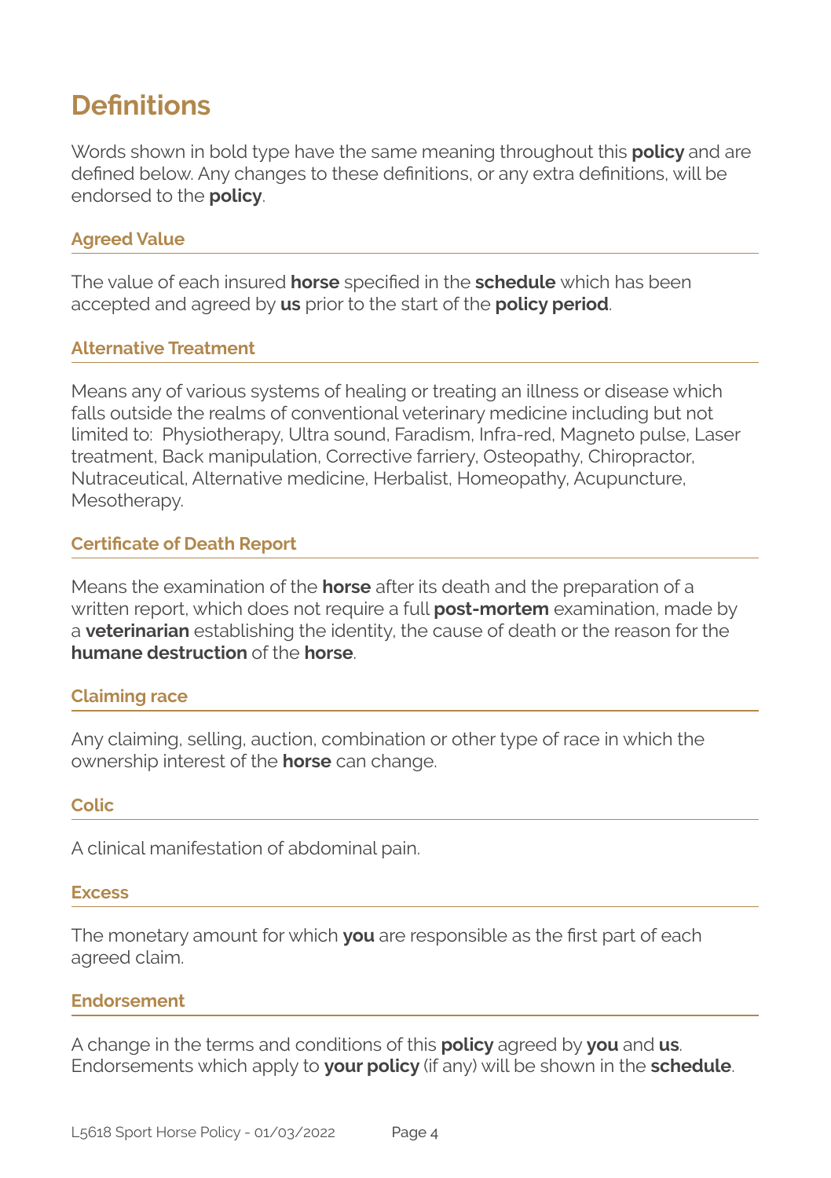# Definitions

Words shown in bold type have the same meaning throughout this **policy** and are defined below. Any changes to these definitions, or any extra definitions, will be endorsed to the **policy**.

### Agreed Value

The value of each insured **horse** specified in the **schedule** which has been accepted and agreed by **us** prior to the start of the **policy period**.

### Alternative Treatment

Means any of various systems of healing or treating an illness or disease which falls outside the realms of conventional veterinary medicine including but not limited to: Physiotherapy, Ultra sound, Faradism, Infra-red, Magneto pulse, Laser treatment, Back manipulation, Corrective farriery, Osteopathy, Chiropractor, Nutraceutical, Alternative medicine, Herbalist, Homeopathy, Acupuncture, Mesotherapy.

### Certificate of Death Report

Means the examination of the **horse** after its death and the preparation of a written report, which does not require a full **post-mortem** examination, made by a **veterinarian** establishing the identity, the cause of death or the reason for the **humane destruction** of the **horse**.

### Claiming race

Any claiming, selling, auction, combination or other type of race in which the ownership interest of the **horse** can change.

### Colic

A clinical manifestation of abdominal pain.

### Excess

The monetary amount for which **you** are responsible as the first part of each agreed claim.

### Endorsement

A change in the terms and conditions of this **policy** agreed by **you** and **us**. Endorsements which apply to **your policy** (if any) will be shown in the **schedule**.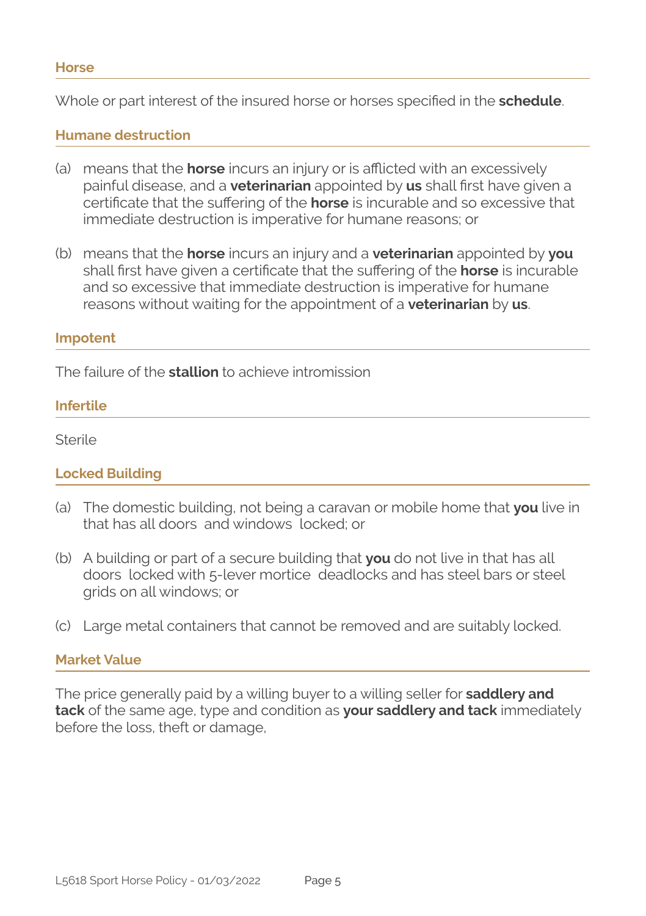### Horse

Whole or part interest of the insured horse or horses specified in the **schedule**.

### Humane destruction

(a) means that the **horse** incurs an injury or is afflicted with an excessively painful disease, and a **veterinarian** appointed by **us** shall first have given a certificate that the suffering of the **horse** is incurable and so excessive that immediate destruction is imperative for humane reasons; or

(b) means that the **horse** incurs an injury and a **veterinarian** appointed by **you** shall first have given a certificate that the suffering of the **horse** is incurable and so excessive that immediate destruction is imperative for humane reasons without waiting for the appointment of a **veterinarian** by **us**.

### Impotent

The failure of the **stallion** to achieve intromission

### Infertile

Sterile

### Locked Building

(a) The domestic building, not being a caravan or mobile home that **you** live in that has all doors and windows locked; or

(b) A building or part of a secure building that **you** do not live in that has all doors locked with 5-lever mortice deadlocks and has steel bars or steel grids on all windows; or

(c) Large metal containers that cannot be removed and are suitably locked.

### Market Value

The price generally paid by a willing buyer to a willing seller for **saddlery and tack** of the same age, type and condition as **your saddlery and tack** immediately before the loss, theft or damage,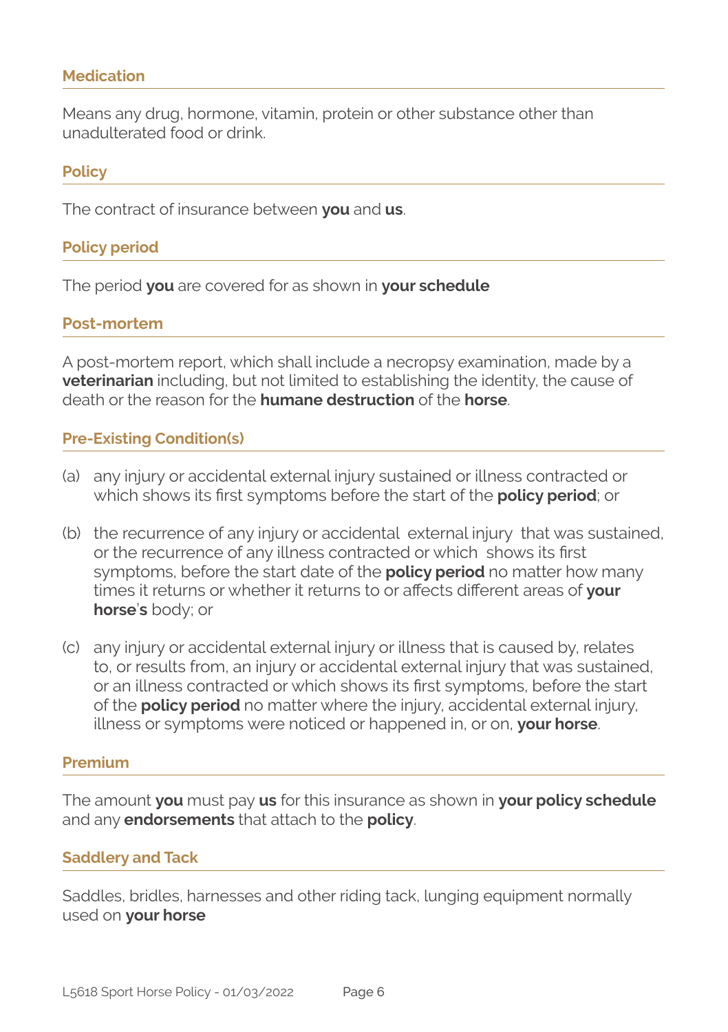### Medication

Means any drug, hormone, vitamin, protein or other substance other than unadulterated food or drink.

### Policy

The contract of insurance between **you** and **us**.

### Policy period

The period **you** are covered for as shown in **your schedule**

### Post-mortem

A post-mortem report, which shall include a necropsy examination, made by a **veterinarian** including, but not limited to establishing the identity, the cause of death or the reason for the **humane destruction** of the **horse**.

### Pre-Existing Condition(s)

(a) any injury or accidental external injury sustained or illness contracted or which shows its first symptoms before the start of the **policy period**; or

(b) the recurrence of any injury or accidental external injury that was sustained, or the recurrence of any illness contracted or which shows its first symptoms, before the start date of the **policy period** no matter how many times it returns or whether it returns to or affects different areas of **your horse**'s body; or

(c) any injury or accidental external injury or illness that is caused by, relates to, or results from, an injury or accidental external injury that was sustained, or an illness contracted or which shows its first symptoms, before the start of the **policy period** no matter where the injury, accidental external injury, illness or symptoms were noticed or happened in, or on, **your horse**.

### Premium

The amount **you** must pay **us** for this insurance as shown in **your policy schedule** and any **endorsements** that attach to the **policy**.

### Saddlery and Tack

Saddles, bridles, harnesses and other riding tack, lunging equipment normally used on **your horse**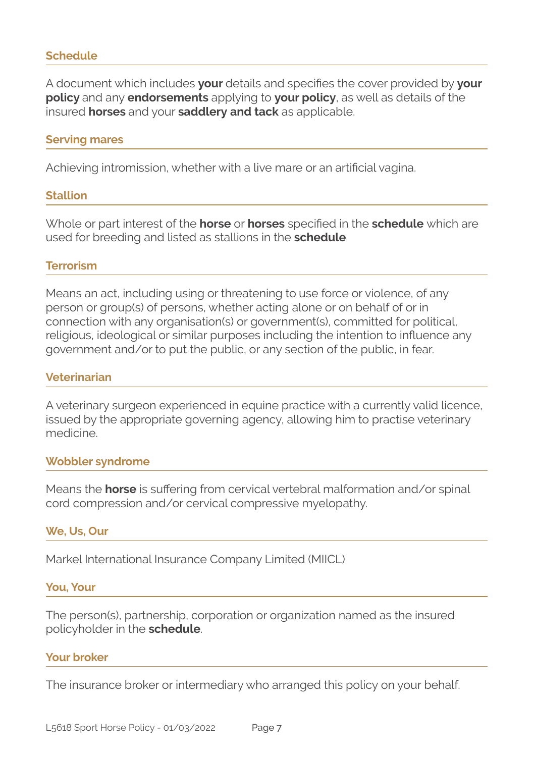### Schedule

A document which includes **your** details and specifies the cover provided by **your policy** and any **endorsements** applying to **your policy**, as well as details of the insured **horses** and your **saddlery and tack** as applicable.

### Serving mares

Achieving intromission, whether with a live mare or an artificial vagina.

### Stallion

Whole or part interest of the **horse** or **horses** specified in the **schedule** which are used for breeding and listed as stallions in the **schedule**

### Terrorism

Means an act, including using or threatening to use force or violence, of any person or group(s) of persons, whether acting alone or on behalf of or in connection with any organisation(s) or government(s), committed for political, religious, ideological or similar purposes including the intention to influence any government and/or to put the public, or any section of the public, in fear.

### Veterinarian

A veterinary surgeon experienced in equine practice with a currently valid licence, issued by the appropriate governing agency, allowing him to practise veterinary medicine.

### Wobbler syndrome

Means the **horse** is suffering from cervical vertebral malformation and/or spinal cord compression and/or cervical compressive myelopathy.

### We, Us, Our

Markel International Insurance Company Limited (MIICL)

### You, Your

The person(s), partnership, corporation or organization named as the insured policyholder in the **schedule**.

### Your broker

The insurance broker or intermediary who arranged this policy on your behalf.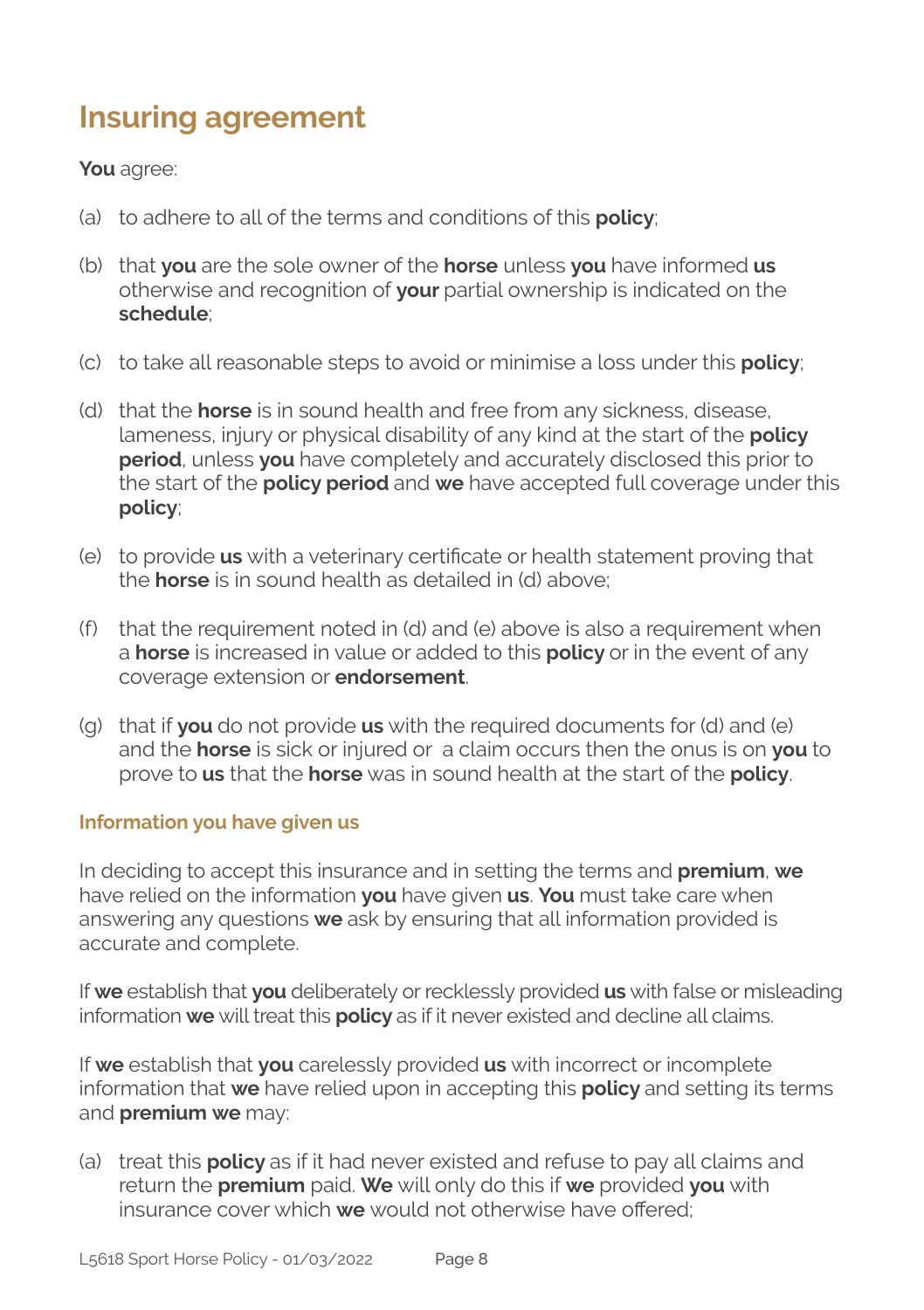# Insuring agreement

**You** agree:

(a) to adhere to all of the terms and conditions of this **policy**;

(b) that **you** are the sole owner of the **horse** unless **you** have informed **us** otherwise and recognition of **your** partial ownership is indicated on the **schedule**;

(c) to take all reasonable steps to avoid or minimise a loss under this **policy**;

(d) that the **horse** is in sound health and free from any sickness, disease, lameness, injury or physical disability of any kind at the start of the **policy period**, unless **you** have completely and accurately disclosed this prior to the start of the **policy period** and **we** have accepted full coverage under this **policy**;

(e) to provide **us** with a veterinary certificate or health statement proving that the **horse** is in sound health as detailed in (d) above;

(f) that the requirement noted in (d) and (e) above is also a requirement when a **horse** is increased in value or added to this **policy** or in the event of any coverage extension or **endorsement**.

(g) that if **you** do not provide **us** with the required documents for (d) and (e) and the **horse** is sick or injured or a claim occurs then the onus is on **you** to prove to **us** that the **horse** was in sound health at the start of the **policy**.

### Information you have given us

In deciding to accept this insurance and in setting the terms and **premium**, **we** have relied on the information **you** have given **us**. **You** must take care when answering any questions **we** ask by ensuring that all information provided is accurate and complete.

If **we** establish that **you** deliberately or recklessly provided **us** with false or misleading information **we** will treat this **policy** as if it never existed and decline all claims.

If **we** establish that **you** carelessly provided **us** with incorrect or incomplete information that **we** have relied upon in accepting this **policy** and setting its terms and **premium we** may:

(a) treat this **policy** as if it had never existed and refuse to pay all claims and return the **premium** paid. **We** will only do this if **we** provided **you** with insurance cover which **we** would not otherwise have offered;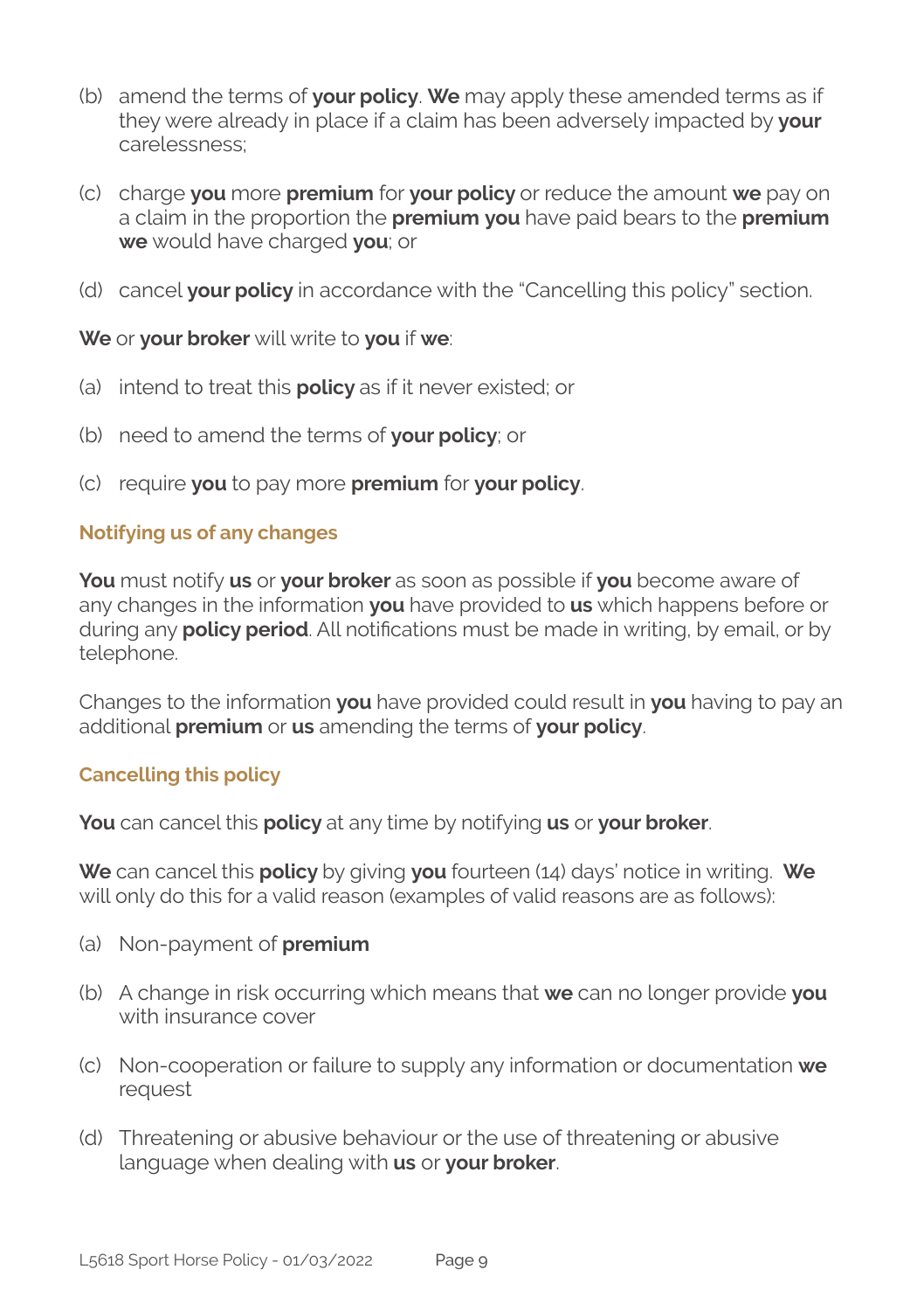(b) amend the terms of **your policy**. **We** may apply these amended terms as if they were already in place if a claim has been adversely impacted by **your** carelessness;

(c) charge **you** more **premium** for **your policy** or reduce the amount **we** pay on a claim in the proportion the **premium you** have paid bears to the **premium we** would have charged **you**; or

(d) cancel **your policy** in accordance with the "Cancelling this policy" section.

**We** or **your broker** will write to **you** if **we**:

(a) intend to treat this **policy** as if it never existed; or

(b) need to amend the terms of **your policy**; or

(c) require **you** to pay more **premium** for **your policy**.

### Notifying us of any changes

**You** must notify **us** or **your broker** as soon as possible if **you** become aware of any changes in the information **you** have provided to **us** which happens before or during any **policy period**. All notifications must be made in writing, by email, or by telephone.

Changes to the information **you** have provided could result in **you** having to pay an additional **premium** or **us** amending the terms of **your policy**.

### Cancelling this policy

**You** can cancel this **policy** at any time by notifying **us** or **your broker**.

**We** can cancel this **policy** by giving **you** fourteen (14) days' notice in writing. **We** will only do this for a valid reason (examples of valid reasons are as follows):

(a) Non-payment of **premium**

(b) A change in risk occurring which means that **we** can no longer provide **you** with insurance cover

(c) Non-cooperation or failure to supply any information or documentation **we** request

(d) Threatening or abusive behaviour or the use of threatening or abusive language when dealing with **us** or **your broker**.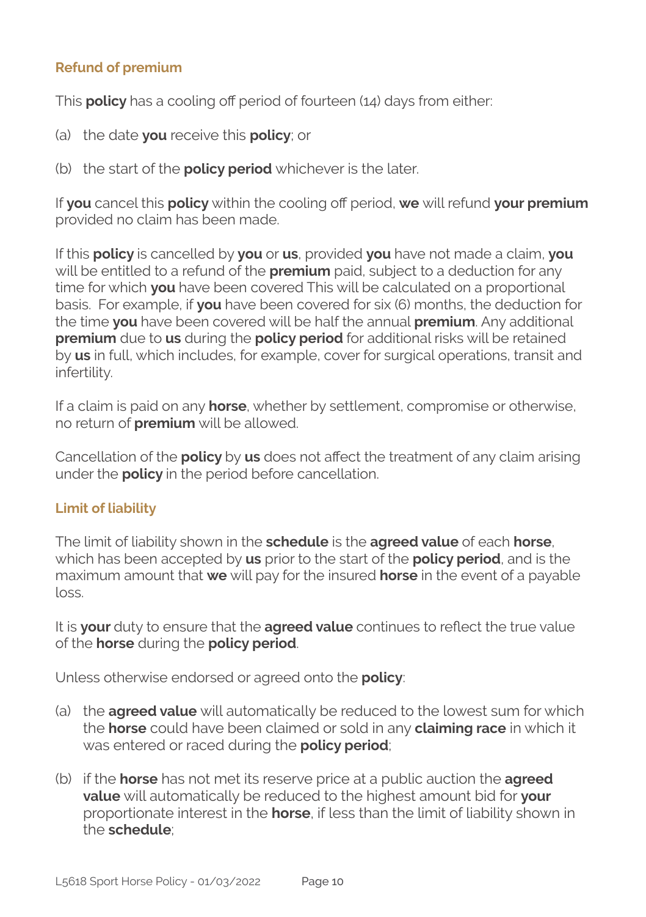## Refund of premium

This **policy** has a cooling off period of fourteen (14) days from either:

(a) the date **you** receive this **policy**; or

(b) the start of the **policy period** whichever is the later.

If **you** cancel this **policy** within the cooling off period, **we** will refund **your premium** provided no claim has been made.

If this **policy** is cancelled by **you** or **us**, provided **you** have not made a claim, **you** will be entitled to a refund of the **premium** paid, subject to a deduction for any time for which **you** have been covered This will be calculated on a proportional basis. For example, if **you** have been covered for six (6) months, the deduction for the time **you** have been covered will be half the annual **premium**. Any additional **premium** due to **us** during the **policy period** for additional risks will be retained by **us** in full, which includes, for example, cover for surgical operations, transit and infertility.

If a claim is paid on any **horse**, whether by settlement, compromise or otherwise, no return of **premium** will be allowed.

Cancellation of the **policy** by **us** does not affect the treatment of any claim arising under the **policy** in the period before cancellation.

## Limit of liability

The limit of liability shown in the **schedule** is the **agreed value** of each **horse**, which has been accepted by **us** prior to the start of the **policy period**, and is the maximum amount that **we** will pay for the insured **horse** in the event of a payable loss.

It is **your** duty to ensure that the **agreed value** continues to reflect the true value of the **horse** during the **policy period**.

Unless otherwise endorsed or agreed onto the **policy**:

(a) the **agreed value** will automatically be reduced to the lowest sum for which the **horse** could have been claimed or sold in any **claiming race** in which it was entered or raced during the **policy period**;

(b) if the **horse** has not met its reserve price at a public auction the **agreed value** will automatically be reduced to the highest amount bid for **your** proportionate interest in the **horse**, if less than the limit of liability shown in the **schedule**;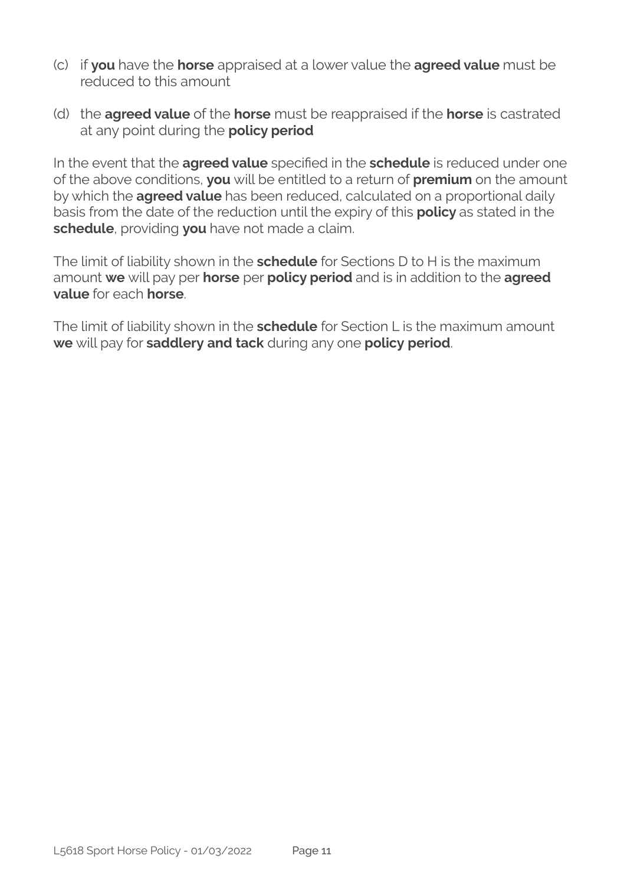(c) if **you** have the **horse** appraised at a lower value the **agreed value** must be reduced to this amount

(d) the **agreed value** of the **horse** must be reappraised if the **horse** is castrated at any point during the **policy period**

In the event that the **agreed value** specified in the **schedule** is reduced under one of the above conditions, **you** will be entitled to a return of **premium** on the amount by which the **agreed value** has been reduced, calculated on a proportional daily basis from the date of the reduction until the expiry of this **policy** as stated in the **schedule**, providing **you** have not made a claim.

The limit of liability shown in the **schedule** for Sections D to H is the maximum amount **we** will pay per **horse** per **policy period** and is in addition to the **agreed value** for each **horse**.

The limit of liability shown in the **schedule** for Section L is the maximum amount **we** will pay for **saddlery and tack** during any one **policy period**.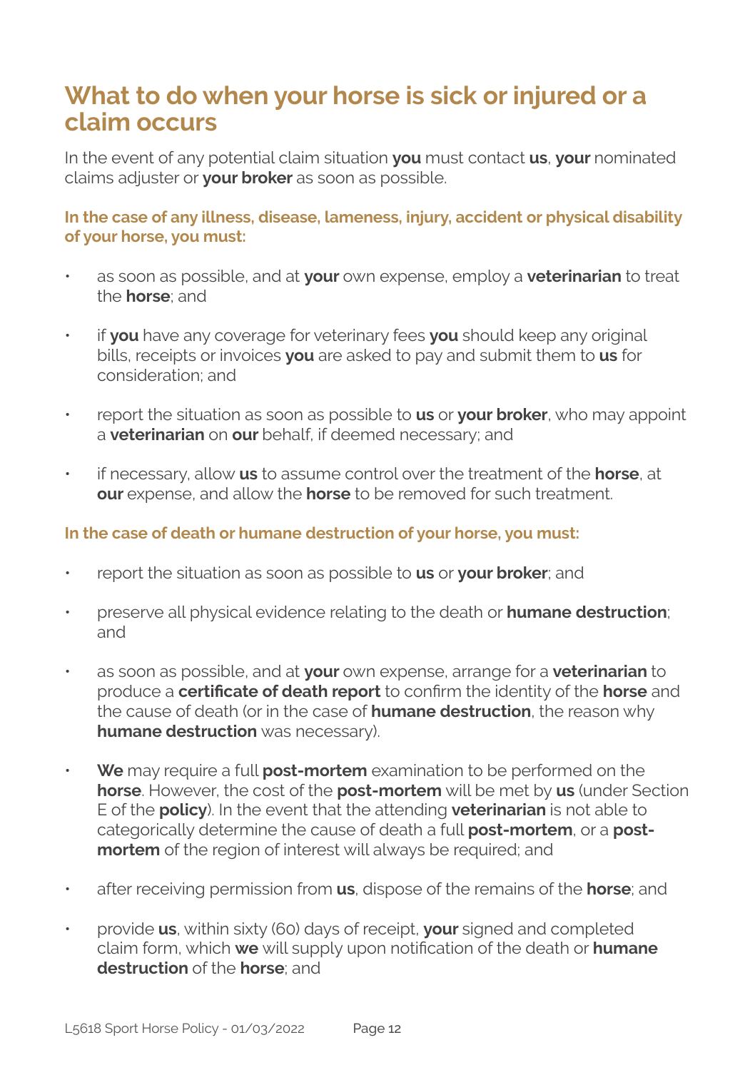## What to do when your horse is sick or injured or a claim occurs

In the event of any potential claim situation **you** must contact **us**, **your** nominated claims adjuster or **your broker** as soon as possible.

**In the case of any illness, disease, lameness, injury, accident or physical disability of your horse, you must:**

- as soon as possible, and at **your** own expense, employ a **veterinarian** to treat the **horse**; and
- if **you** have any coverage for veterinary fees **you** should keep any original bills, receipts or invoices **you** are asked to pay and submit them to **us** for consideration; and
- report the situation as soon as possible to **us** or **your broker**, who may appoint a **veterinarian** on **our** behalf, if deemed necessary; and
- if necessary, allow **us** to assume control over the treatment of the **horse**, at **our** expense, and allow the **horse** to be removed for such treatment.

**In the case of death or humane destruction of your horse, you must:**

- report the situation as soon as possible to **us** or **your broker**; and
- preserve all physical evidence relating to the death or **humane destruction**; and
- as soon as possible, and at **your** own expense, arrange for a **veterinarian** to produce a **certificate of death report** to confirm the identity of the **horse** and the cause of death (or in the case of **humane destruction**, the reason why **humane destruction** was necessary).
- **We** may require a full **post-mortem** examination to be performed on the **horse**. However, the cost of the **post-mortem** will be met by **us** (under Section E of the **policy**). In the event that the attending **veterinarian** is not able to categorically determine the cause of death a full **post-mortem**, or a **post-mortem** of the region of interest will always be required; and
- after receiving permission from **us**, dispose of the remains of the **horse**; and
- provide **us**, within sixty (60) days of receipt, **your** signed and completed claim form, which **we** will supply upon notification of the death or **humane destruction** of the **horse**; and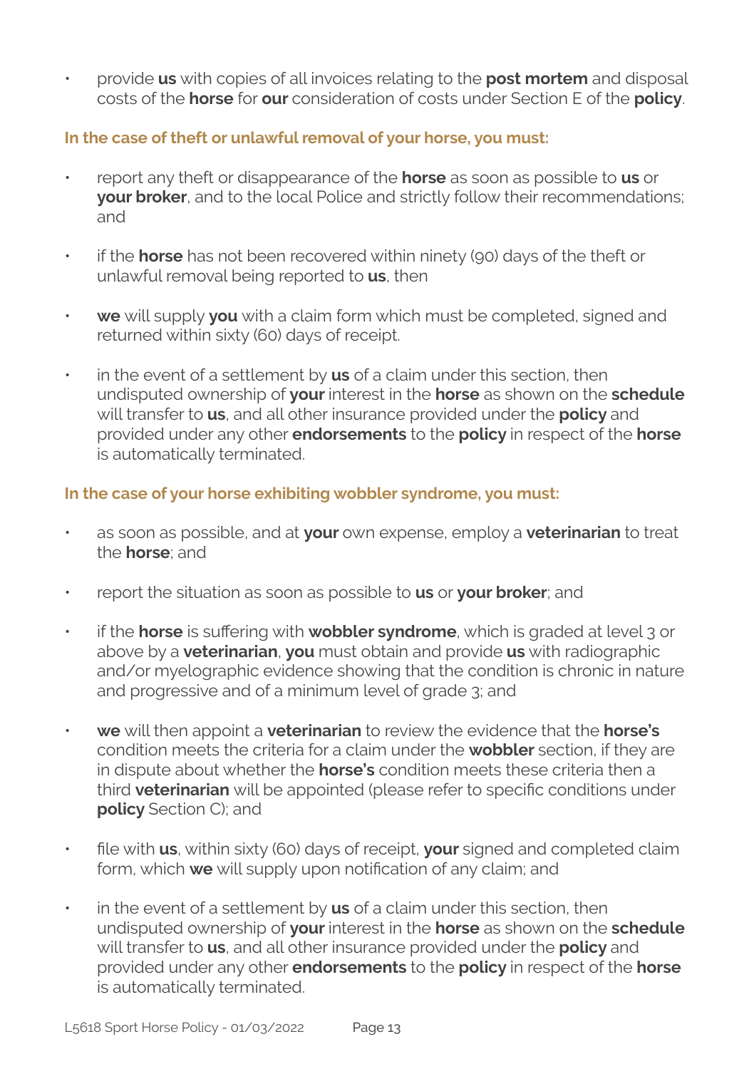- provide **us** with copies of all invoices relating to the **post mortem** and disposal costs of the **horse** for **our** consideration of costs under Section E of the **policy**.

**In the case of theft or unlawful removal of your horse, you must:**

- report any theft or disappearance of the **horse** as soon as possible to **us** or **your broker**, and to the local Police and strictly follow their recommendations; and
- if the **horse** has not been recovered within ninety (90) days of the theft or unlawful removal being reported to **us**, then
- **we** will supply **you** with a claim form which must be completed, signed and returned within sixty (60) days of receipt.
- in the event of a settlement by **us** of a claim under this section, then undisputed ownership of **your** interest in the **horse** as shown on the **schedule** will transfer to **us**, and all other insurance provided under the **policy** and provided under any other **endorsements** to the **policy** in respect of the **horse** is automatically terminated.

**In the case of your horse exhibiting wobbler syndrome, you must:**

- as soon as possible, and at **your** own expense, employ a **veterinarian** to treat the **horse**; and
- report the situation as soon as possible to **us** or **your broker**; and
- if the **horse** is suffering with **wobbler syndrome**, which is graded at level 3 or above by a **veterinarian**, **you** must obtain and provide **us** with radiographic and/or myelographic evidence showing that the condition is chronic in nature and progressive and of a minimum level of grade 3; and
- **we** will then appoint a **veterinarian** to review the evidence that the **horse's** condition meets the criteria for a claim under the **wobbler** section, if they are in dispute about whether the **horse's** condition meets these criteria then a third **veterinarian** will be appointed (please refer to specific conditions under **policy** Section C); and
- file with **us**, within sixty (60) days of receipt, **your** signed and completed claim form, which **we** will supply upon notification of any claim; and
- in the event of a settlement by **us** of a claim under this section, then undisputed ownership of **your** interest in the **horse** as shown on the **schedule** will transfer to **us**, and all other insurance provided under the **policy** and provided under any other **endorsements** to the **policy** in respect of the **horse** is automatically terminated.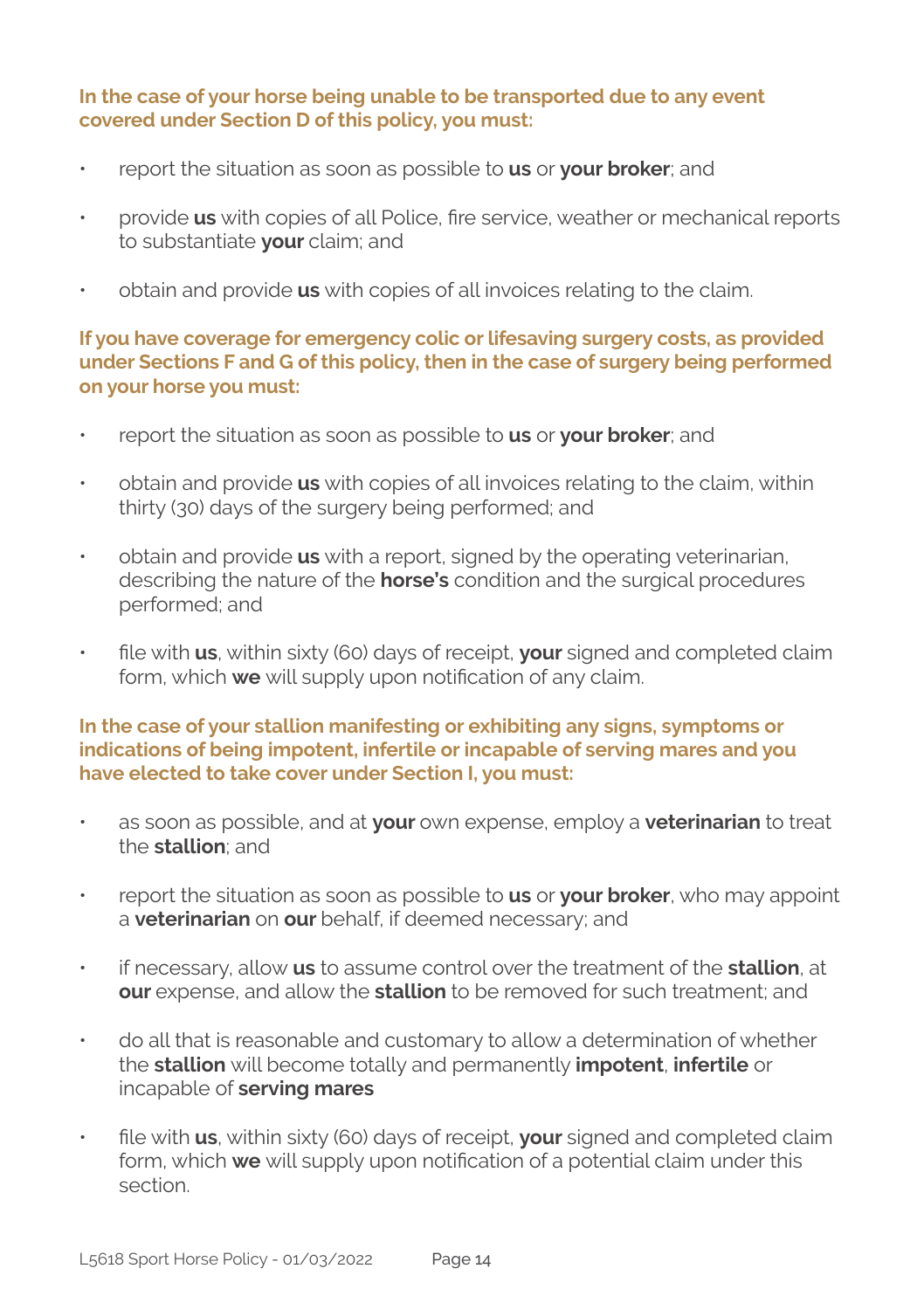**In the case of your horse being unable to be transported due to any event covered under Section D of this policy, you must:**

- report the situation as soon as possible to **us** or **your broker**; and
- provide **us** with copies of all Police, fire service, weather or mechanical reports to substantiate **your** claim; and
- obtain and provide **us** with copies of all invoices relating to the claim.

**If you have coverage for emergency colic or lifesaving surgery costs, as provided under Sections F and G of this policy, then in the case of surgery being performed on your horse you must:**

- report the situation as soon as possible to **us** or **your broker**; and
- obtain and provide **us** with copies of all invoices relating to the claim, within thirty (30) days of the surgery being performed; and
- obtain and provide **us** with a report, signed by the operating veterinarian, describing the nature of the **horse's** condition and the surgical procedures performed; and
- file with **us**, within sixty (60) days of receipt, **your** signed and completed claim form, which **we** will supply upon notification of any claim.

**In the case of your stallion manifesting or exhibiting any signs, symptoms or indications of being impotent, infertile or incapable of serving mares and you have elected to take cover under Section I, you must:**

- as soon as possible, and at **your** own expense, employ a **veterinarian** to treat the **stallion**; and
- report the situation as soon as possible to **us** or **your broker**, who may appoint a **veterinarian** on **our** behalf, if deemed necessary; and
- if necessary, allow **us** to assume control over the treatment of the **stallion**, at **our** expense, and allow the **stallion** to be removed for such treatment; and
- do all that is reasonable and customary to allow a determination of whether the **stallion** will become totally and permanently **impotent**, **infertile** or incapable of **serving mares**
- file with **us**, within sixty (60) days of receipt, **your** signed and completed claim form, which **we** will supply upon notification of a potential claim under this section.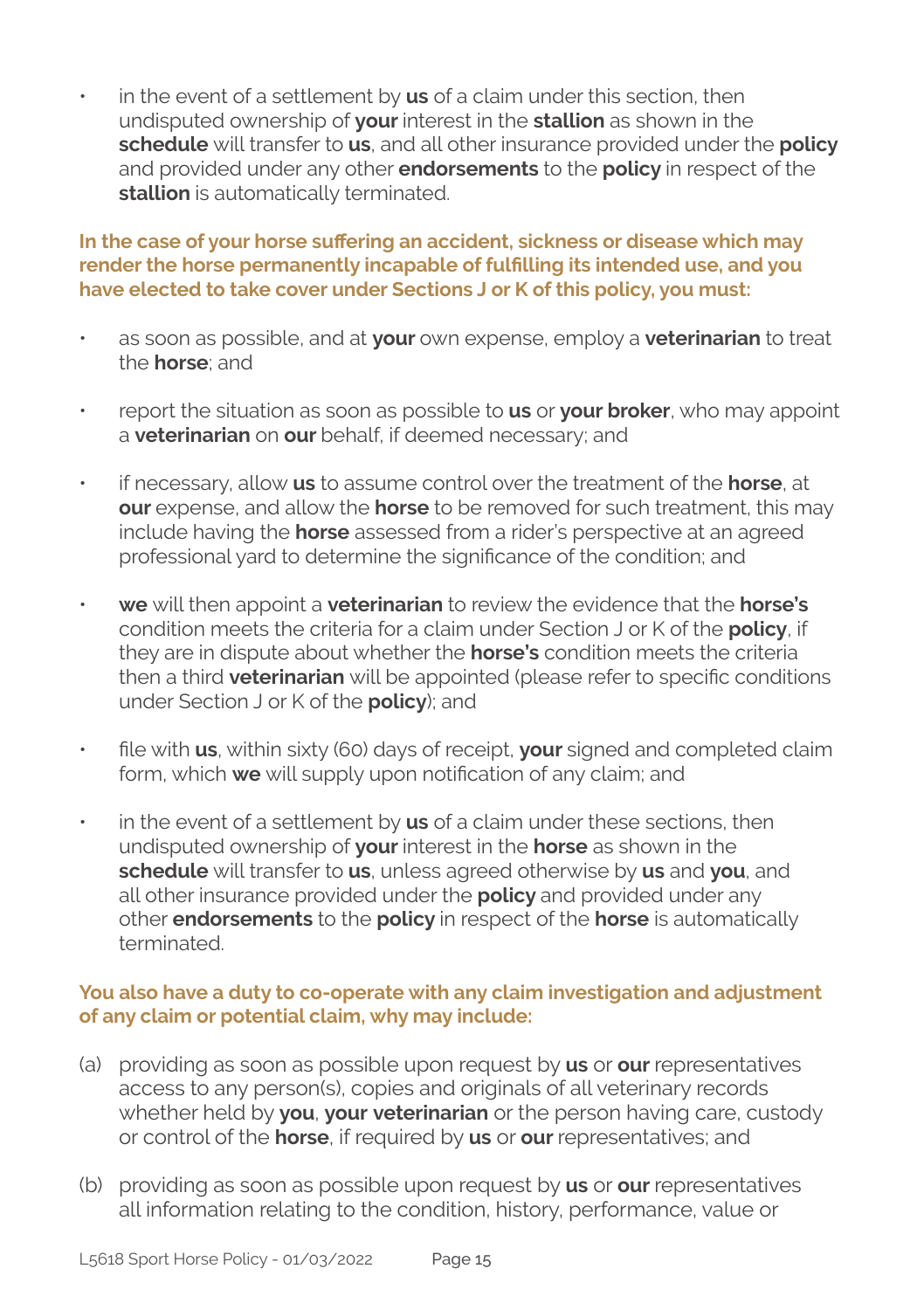- in the event of a settlement by **us** of a claim under this section, then undisputed ownership of **your** interest in the **stallion** as shown in the **schedule** will transfer to **us**, and all other insurance provided under the **policy** and provided under any other **endorsements** to the **policy** in respect of the **stallion** is automatically terminated.

**In the case of your horse suffering an accident, sickness or disease which may render the horse permanently incapable of fulfilling its intended use, and you have elected to take cover under Sections J or K of this policy, you must:**

- as soon as possible, and at **your** own expense, employ a **veterinarian** to treat the **horse**; and
- report the situation as soon as possible to **us** or **your broker**, who may appoint a **veterinarian** on **our** behalf, if deemed necessary; and
- if necessary, allow **us** to assume control over the treatment of the **horse**, at **our** expense, and allow the **horse** to be removed for such treatment, this may include having the **horse** assessed from a rider's perspective at an agreed professional yard to determine the significance of the condition; and
- **we** will then appoint a **veterinarian** to review the evidence that the **horse's** condition meets the criteria for a claim under Section J or K of the **policy**, if they are in dispute about whether the **horse's** condition meets the criteria then a third **veterinarian** will be appointed (please refer to specific conditions under Section J or K of the **policy**); and
- file with **us**, within sixty (60) days of receipt, **your** signed and completed claim form, which **we** will supply upon notification of any claim; and
- in the event of a settlement by **us** of a claim under these sections, then undisputed ownership of **your** interest in the **horse** as shown in the **schedule** will transfer to **us**, unless agreed otherwise by **us** and **you**, and all other insurance provided under the **policy** and provided under any other **endorsements** to the **policy** in respect of the **horse** is automatically terminated.

**You also have a duty to co-operate with any claim investigation and adjustment of any claim or potential claim, why may include:**

(a) providing as soon as possible upon request by **us** or **our** representatives access to any person(s), copies and originals of all veterinary records whether held by **you**, **your veterinarian** or the person having care, custody or control of the **horse**, if required by **us** or **our** representatives; and

(b) providing as soon as possible upon request by **us** or **our** representatives all information relating to the condition, history, performance, value or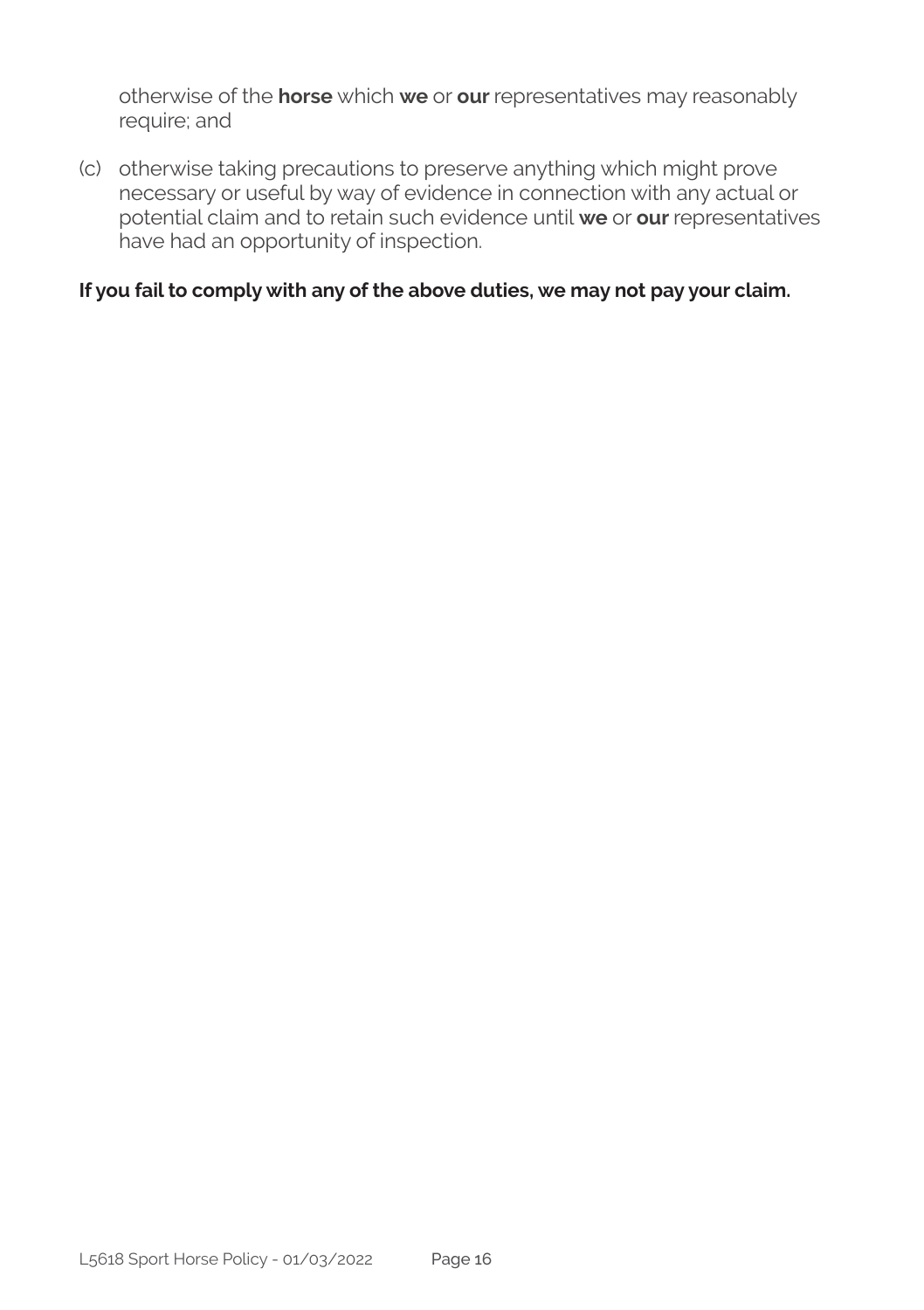otherwise of the **horse** which **we** or **our** representatives may reasonably require; and

(c) otherwise taking precautions to preserve anything which might prove necessary or useful by way of evidence in connection with any actual or potential claim and to retain such evidence until **we** or **our** representatives have had an opportunity of inspection.

**If you fail to comply with any of the above duties, we may not pay your claim.**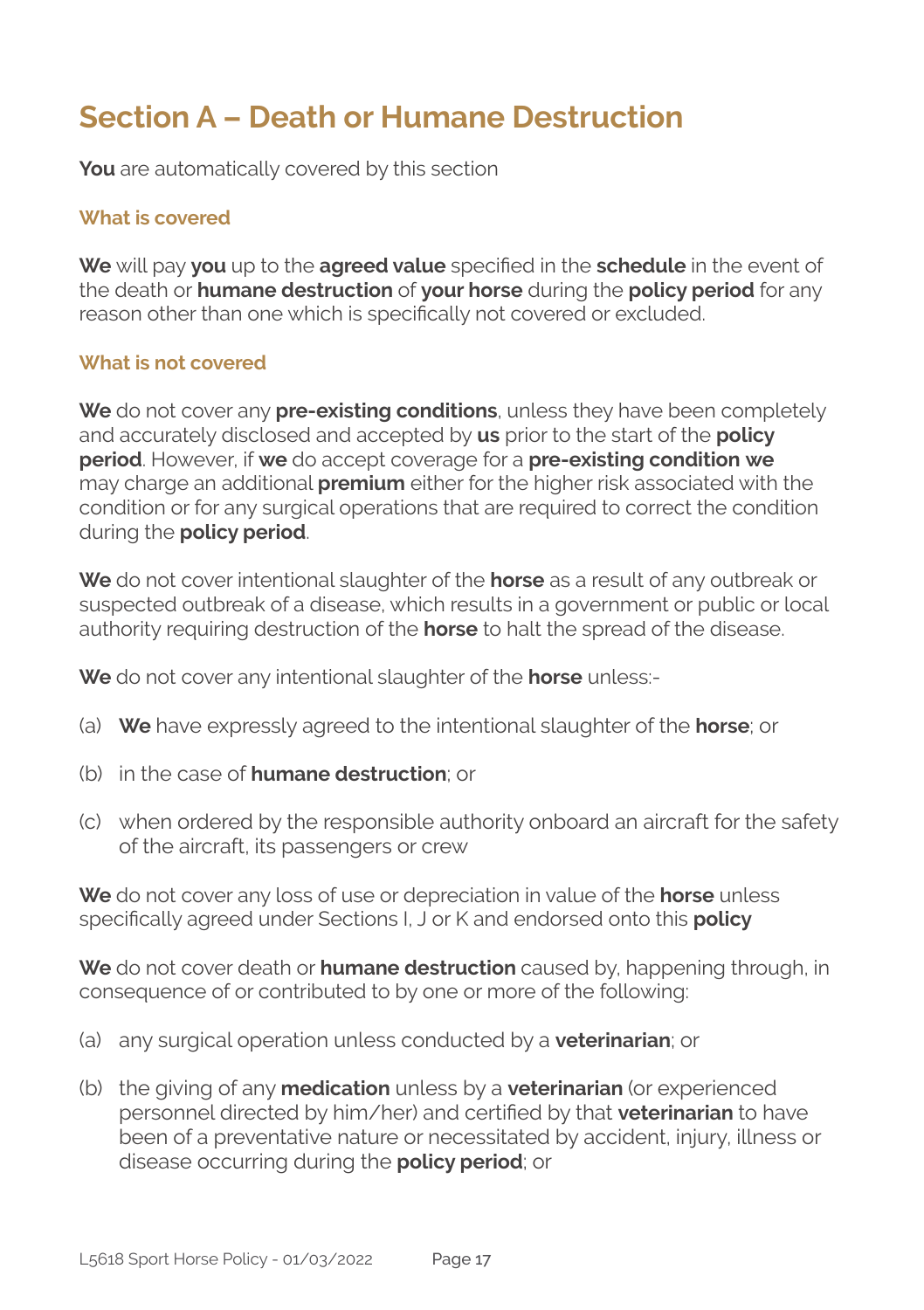# Section A – Death or Humane Destruction

**You** are automatically covered by this section

### What is covered

**We** will pay **you** up to the **agreed value** specified in the **schedule** in the event of the death or **humane destruction** of **your horse** during the **policy period** for any reason other than one which is specifically not covered or excluded.

### What is not covered

**We** do not cover any **pre-existing conditions**, unless they have been completely and accurately disclosed and accepted by **us** prior to the start of the **policy period**. However, if **we** do accept coverage for a **pre-existing condition we** may charge an additional **premium** either for the higher risk associated with the condition or for any surgical operations that are required to correct the condition during the **policy period**.

**We** do not cover intentional slaughter of the **horse** as a result of any outbreak or suspected outbreak of a disease, which results in a government or public or local authority requiring destruction of the **horse** to halt the spread of the disease.

**We** do not cover any intentional slaughter of the **horse** unless:-

(a) **We** have expressly agreed to the intentional slaughter of the **horse**; or

(b) in the case of **humane destruction**; or

(c) when ordered by the responsible authority onboard an aircraft for the safety of the aircraft, its passengers or crew

**We** do not cover any loss of use or depreciation in value of the **horse** unless specifically agreed under Sections I, J or K and endorsed onto this **policy**

**We** do not cover death or **humane destruction** caused by, happening through, in consequence of or contributed to by one or more of the following:

(a) any surgical operation unless conducted by a **veterinarian**; or

(b) the giving of any **medication** unless by a **veterinarian** (or experienced personnel directed by him/her) and certified by that **veterinarian** to have been of a preventative nature or necessitated by accident, injury, illness or disease occurring during the **policy period**; or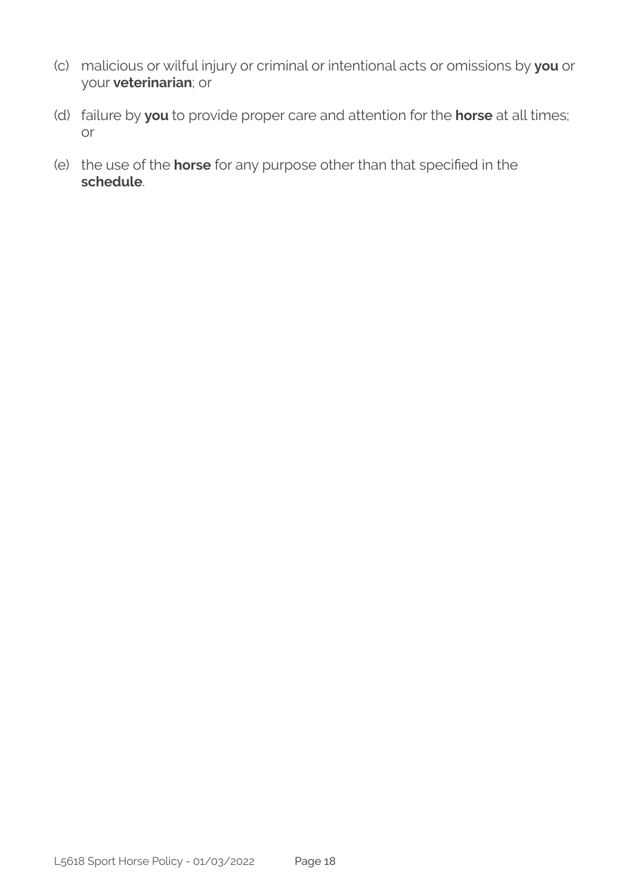(c) malicious or wilful injury or criminal or intentional acts or omissions by **you** or your **veterinarian**; or

(d) failure by **you** to provide proper care and attention for the **horse** at all times; or

(e) the use of the **horse** for any purpose other than that specified in the **schedule**.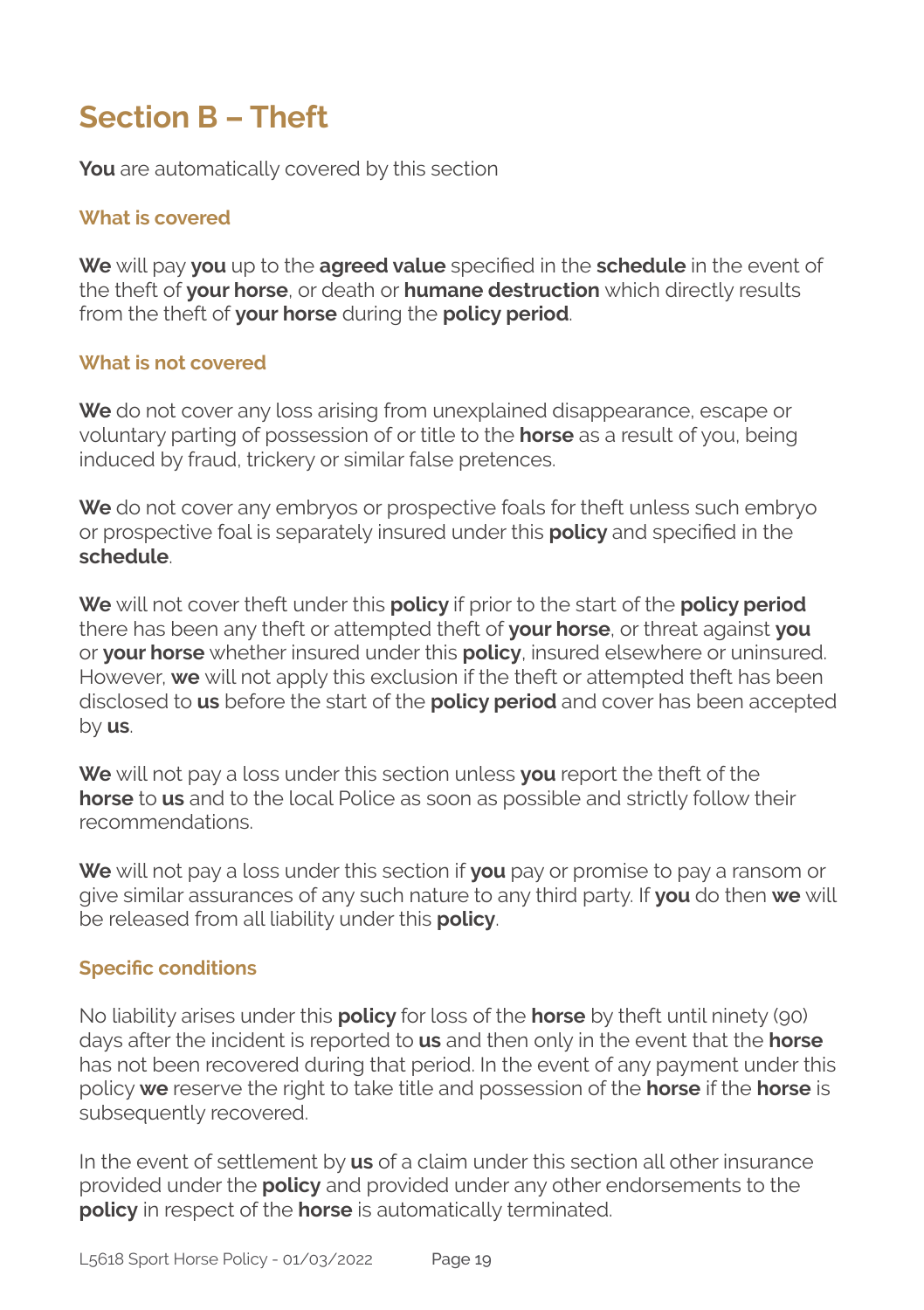# Section B – Theft

**You** are automatically covered by this section

### What is covered

**We** will pay **you** up to the **agreed value** specified in the **schedule** in the event of the theft of **your horse**, or death or **humane destruction** which directly results from the theft of **your horse** during the **policy period**.

### What is not covered

**We** do not cover any loss arising from unexplained disappearance, escape or voluntary parting of possession of or title to the **horse** as a result of you, being induced by fraud, trickery or similar false pretences.

**We** do not cover any embryos or prospective foals for theft unless such embryo or prospective foal is separately insured under this **policy** and specified in the **schedule**.

**We** will not cover theft under this **policy** if prior to the start of the **policy period** there has been any theft or attempted theft of **your horse**, or threat against **you** or **your horse** whether insured under this **policy**, insured elsewhere or uninsured. However, **we** will not apply this exclusion if the theft or attempted theft has been disclosed to **us** before the start of the **policy period** and cover has been accepted by **us**.

**We** will not pay a loss under this section unless **you** report the theft of the **horse** to **us** and to the local Police as soon as possible and strictly follow their recommendations.

**We** will not pay a loss under this section if **you** pay or promise to pay a ransom or give similar assurances of any such nature to any third party. If **you** do then **we** will be released from all liability under this **policy**.

### Specific conditions

No liability arises under this **policy** for loss of the **horse** by theft until ninety (90) days after the incident is reported to **us** and then only in the event that the **horse** has not been recovered during that period. In the event of any payment under this policy **we** reserve the right to take title and possession of the **horse** if the **horse** is subsequently recovered.

In the event of settlement by **us** of a claim under this section all other insurance provided under the **policy** and provided under any other endorsements to the **policy** in respect of the **horse** is automatically terminated.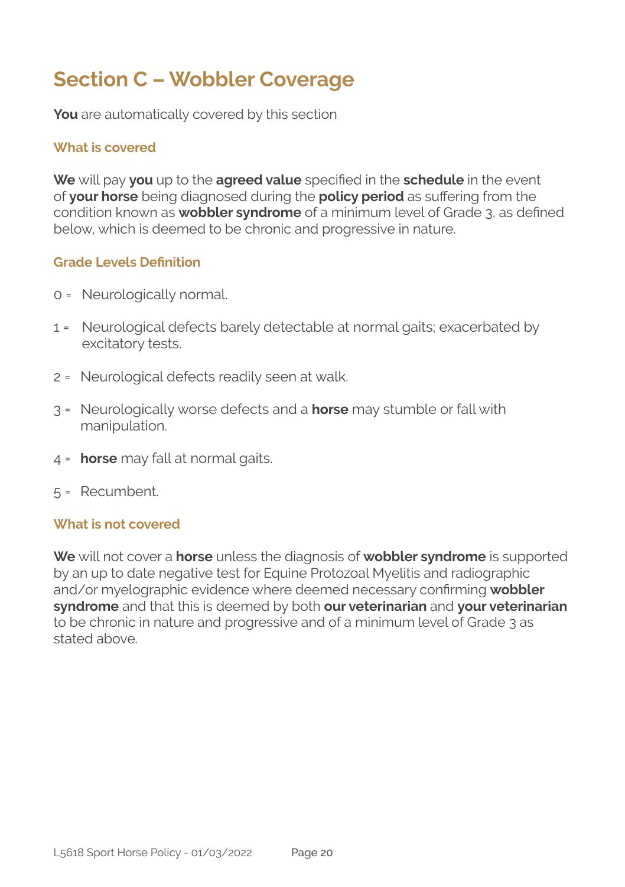# Section C – Wobbler Coverage

**You** are automatically covered by this section

### What is covered

**We** will pay **you** up to the **agreed value** specified in the **schedule** in the event of **your horse** being diagnosed during the **policy period** as suffering from the condition known as **wobbler syndrome** of a minimum level of Grade 3, as defined below, which is deemed to be chronic and progressive in nature.

### Grade Levels Definition

- 0 = Neurologically normal.
- 1 = Neurological defects barely detectable at normal gaits; exacerbated by excitatory tests.
- 2 = Neurological defects readily seen at walk.
- 3 = Neurologically worse defects and a **horse** may stumble or fall with manipulation.
- 4 = **horse** may fall at normal gaits.
- 5 = Recumbent.

### What is not covered

**We** will not cover a **horse** unless the diagnosis of **wobbler syndrome** is supported by an up to date negative test for Equine Protozoal Myelitis and radiographic and/or myelographic evidence where deemed necessary confirming **wobbler syndrome** and that this is deemed by both **our veterinarian** and **your veterinarian** to be chronic in nature and progressive and of a minimum level of Grade 3 as stated above.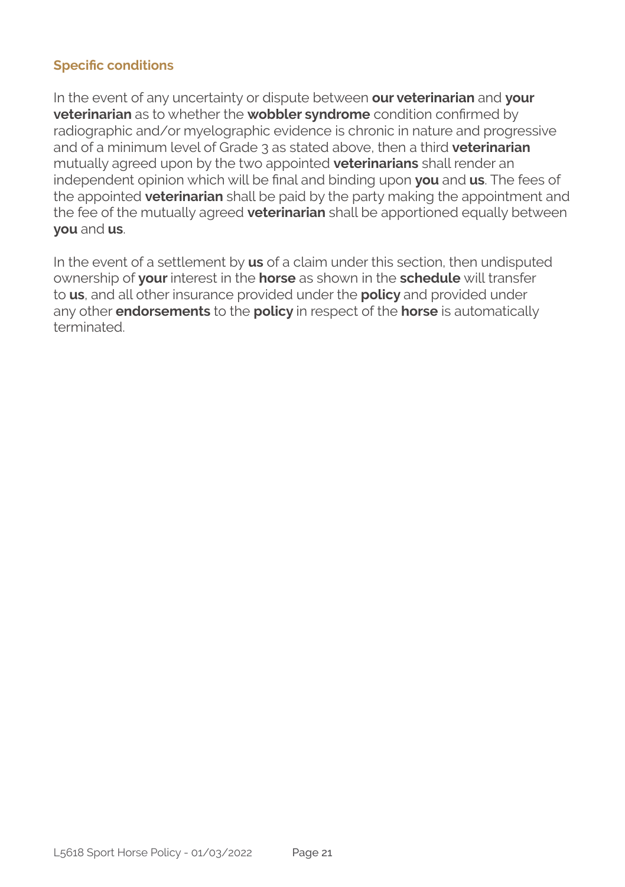### Specific conditions

In the event of any uncertainty or dispute between **our veterinarian** and **your veterinarian** as to whether the **wobbler syndrome** condition confirmed by radiographic and/or myelographic evidence is chronic in nature and progressive and of a minimum level of Grade 3 as stated above, then a third **veterinarian** mutually agreed upon by the two appointed **veterinarians** shall render an independent opinion which will be final and binding upon **you** and **us**. The fees of the appointed **veterinarian** shall be paid by the party making the appointment and the fee of the mutually agreed **veterinarian** shall be apportioned equally between **you** and **us**.

In the event of a settlement by **us** of a claim under this section, then undisputed ownership of **your** interest in the **horse** as shown in the **schedule** will transfer to **us**, and all other insurance provided under the **policy** and provided under any other **endorsements** to the **policy** in respect of the **horse** is automatically terminated.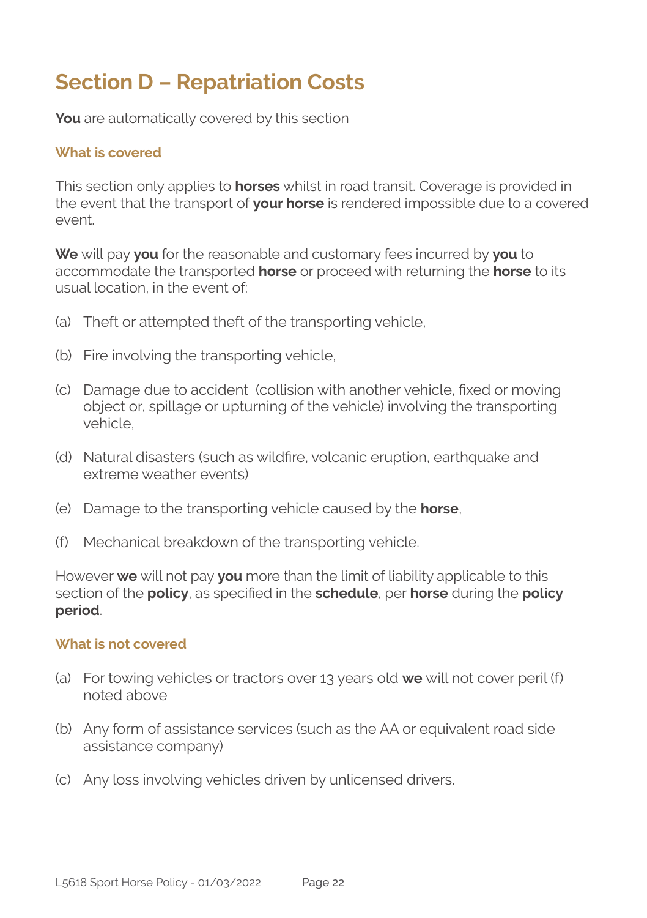# Section D – Repatriation Costs

**You** are automatically covered by this section

### What is covered

This section only applies to **horses** whilst in road transit. Coverage is provided in the event that the transport of **your horse** is rendered impossible due to a covered event.

**We** will pay **you** for the reasonable and customary fees incurred by **you** to accommodate the transported **horse** or proceed with returning the **horse** to its usual location, in the event of:

(a) Theft or attempted theft of the transporting vehicle,

(b) Fire involving the transporting vehicle,

(c) Damage due to accident (collision with another vehicle, fixed or moving object or, spillage or upturning of the vehicle) involving the transporting vehicle,

(d) Natural disasters (such as wildfire, volcanic eruption, earthquake and extreme weather events)

(e) Damage to the transporting vehicle caused by the **horse**,

(f) Mechanical breakdown of the transporting vehicle.

However **we** will not pay **you** more than the limit of liability applicable to this section of the **policy**, as specified in the **schedule**, per **horse** during the **policy period**.

### What is not covered

(a) For towing vehicles or tractors over 13 years old **we** will not cover peril (f) noted above

(b) Any form of assistance services (such as the AA or equivalent road side assistance company)

(c) Any loss involving vehicles driven by unlicensed drivers.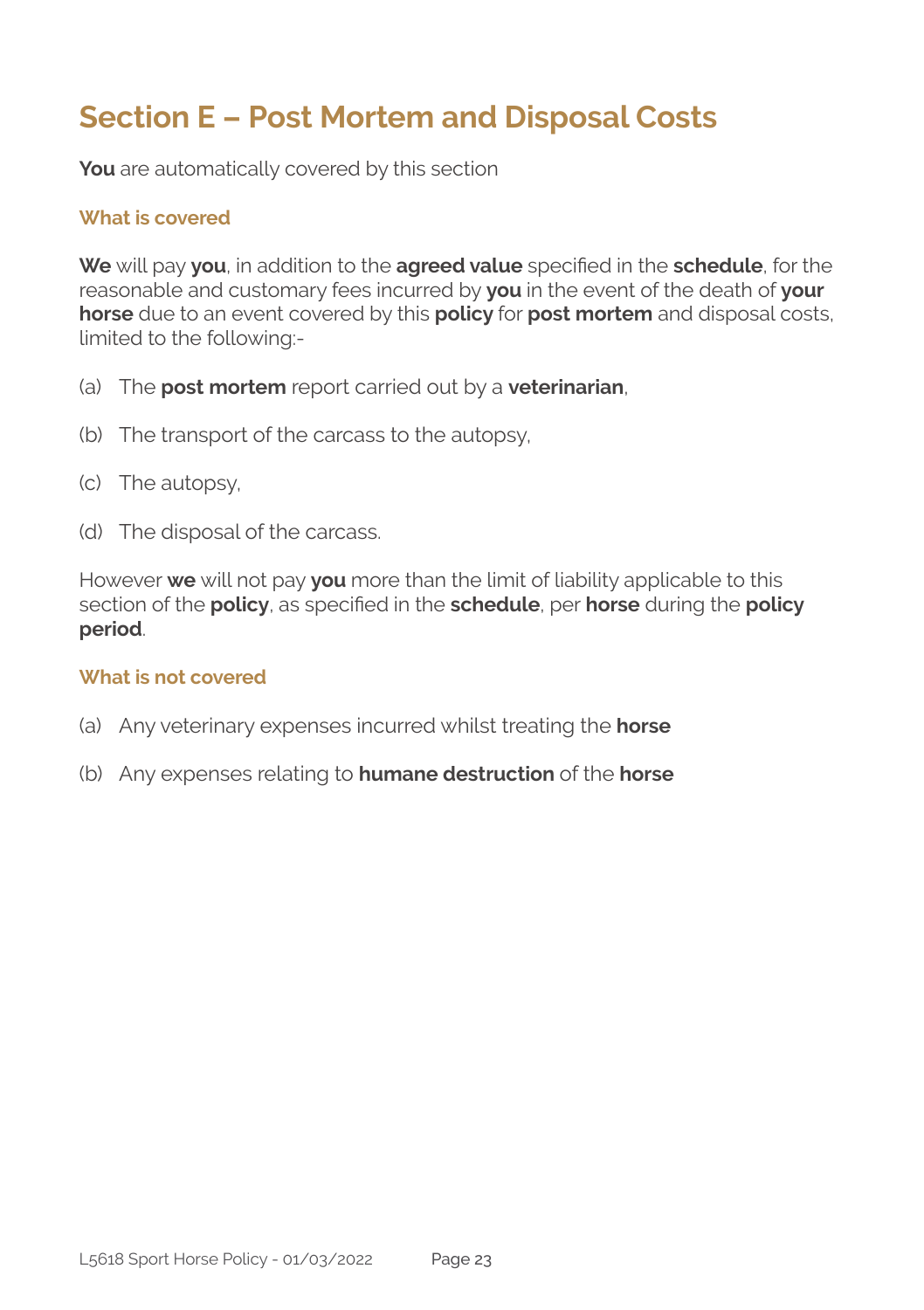# Section E – Post Mortem and Disposal Costs

**You** are automatically covered by this section

### What is covered

**We** will pay **you**, in addition to the **agreed value** specified in the **schedule**, for the reasonable and customary fees incurred by **you** in the event of the death of **your horse** due to an event covered by this **policy** for **post mortem** and disposal costs, limited to the following:-

(a) The **post mortem** report carried out by a **veterinarian**,

(b) The transport of the carcass to the autopsy,

(c) The autopsy,

(d) The disposal of the carcass.

However **we** will not pay **you** more than the limit of liability applicable to this section of the **policy**, as specified in the **schedule**, per **horse** during the **policy period**.

### What is not covered

(a) Any veterinary expenses incurred whilst treating the **horse**

(b) Any expenses relating to **humane destruction** of the **horse**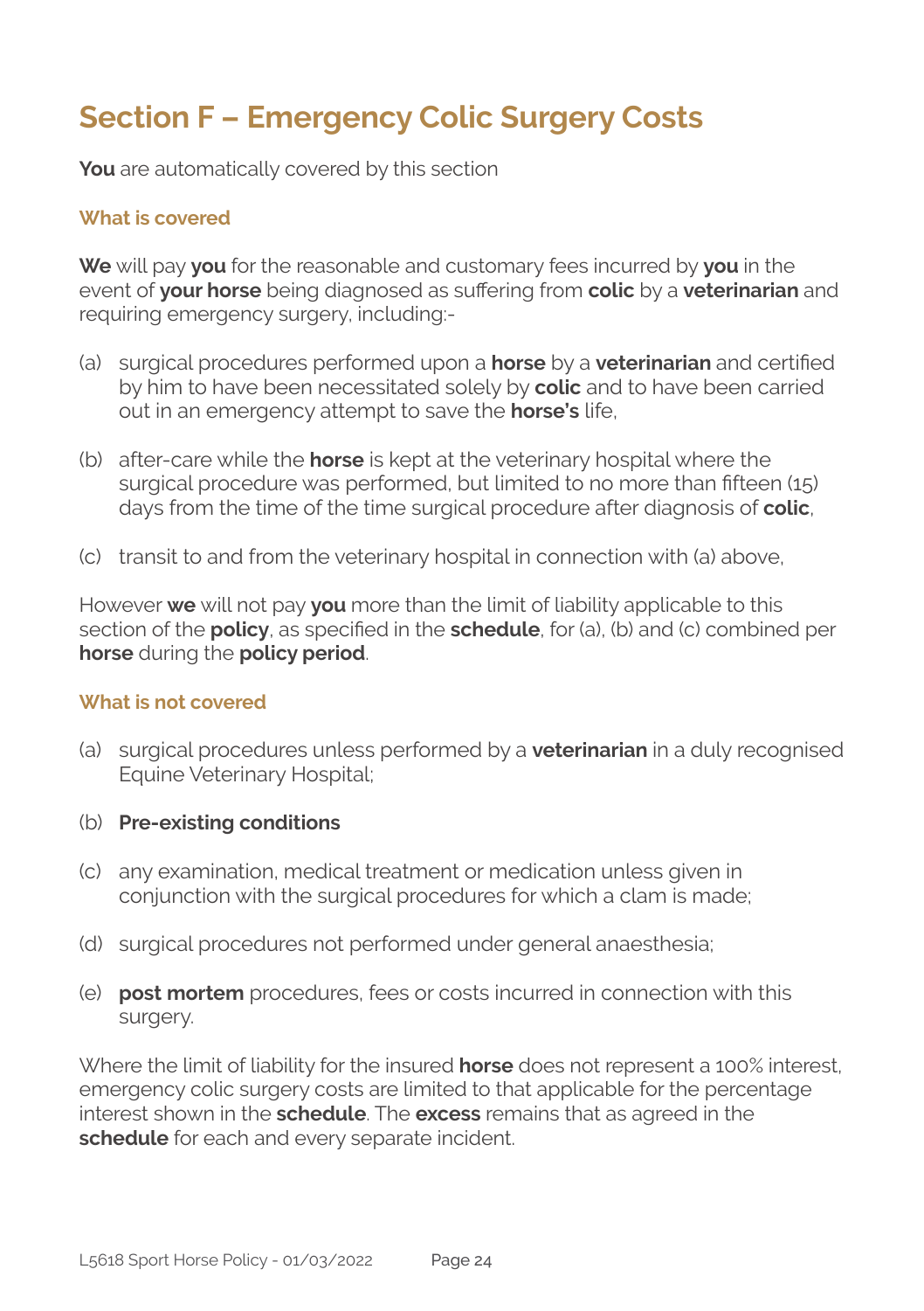# Section F – Emergency Colic Surgery Costs

**You** are automatically covered by this section

### What is covered

**We** will pay **you** for the reasonable and customary fees incurred by **you** in the event of **your horse** being diagnosed as suffering from **colic** by a **veterinarian** and requiring emergency surgery, including:-

(a) surgical procedures performed upon a **horse** by a **veterinarian** and certified by him to have been necessitated solely by **colic** and to have been carried out in an emergency attempt to save the **horse's** life,

(b) after-care while the **horse** is kept at the veterinary hospital where the surgical procedure was performed, but limited to no more than fifteen (15) days from the time of the time surgical procedure after diagnosis of **colic**,

(c) transit to and from the veterinary hospital in connection with (a) above,

However **we** will not pay **you** more than the limit of liability applicable to this section of the **policy**, as specified in the **schedule**, for (a), (b) and (c) combined per **horse** during the **policy period**.

### What is not covered

(a) surgical procedures unless performed by a **veterinarian** in a duly recognised Equine Veterinary Hospital;

(b) **Pre-existing conditions**

(c) any examination, medical treatment or medication unless given in conjunction with the surgical procedures for which a clam is made;

(d) surgical procedures not performed under general anaesthesia;

(e) **post mortem** procedures, fees or costs incurred in connection with this surgery.

Where the limit of liability for the insured **horse** does not represent a 100% interest, emergency colic surgery costs are limited to that applicable for the percentage interest shown in the **schedule**. The **excess** remains that as agreed in the **schedule** for each and every separate incident.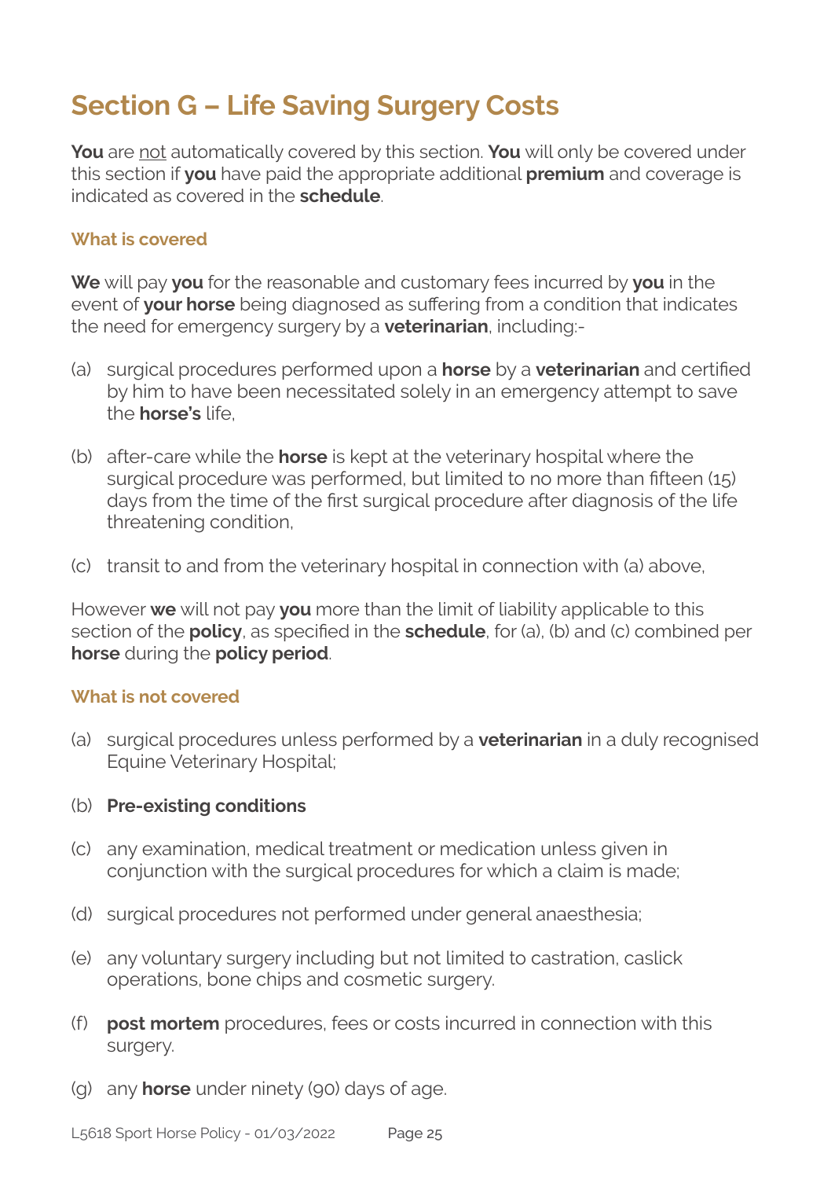# Section G – Life Saving Surgery Costs

**You** are not automatically covered by this section. **You** will only be covered under this section if **you** have paid the appropriate additional **premium** and coverage is indicated as covered in the **schedule**.

### What is covered

**We** will pay **you** for the reasonable and customary fees incurred by **you** in the event of **your horse** being diagnosed as suffering from a condition that indicates the need for emergency surgery by a **veterinarian**, including:-

(a) surgical procedures performed upon a **horse** by a **veterinarian** and certified by him to have been necessitated solely in an emergency attempt to save the **horse's** life,

(b) after-care while the **horse** is kept at the veterinary hospital where the surgical procedure was performed, but limited to no more than fifteen (15) days from the time of the first surgical procedure after diagnosis of the life threatening condition,

(c) transit to and from the veterinary hospital in connection with (a) above,

However **we** will not pay **you** more than the limit of liability applicable to this section of the **policy**, as specified in the **schedule**, for (a), (b) and (c) combined per **horse** during the **policy period**.

### What is not covered

(a) surgical procedures unless performed by a **veterinarian** in a duly recognised Equine Veterinary Hospital;

(b) **Pre-existing conditions**

(c) any examination, medical treatment or medication unless given in conjunction with the surgical procedures for which a claim is made;

(d) surgical procedures not performed under general anaesthesia;

(e) any voluntary surgery including but not limited to castration, caslick operations, bone chips and cosmetic surgery.

(f) **post mortem** procedures, fees or costs incurred in connection with this surgery.

(g) any **horse** under ninety (90) days of age.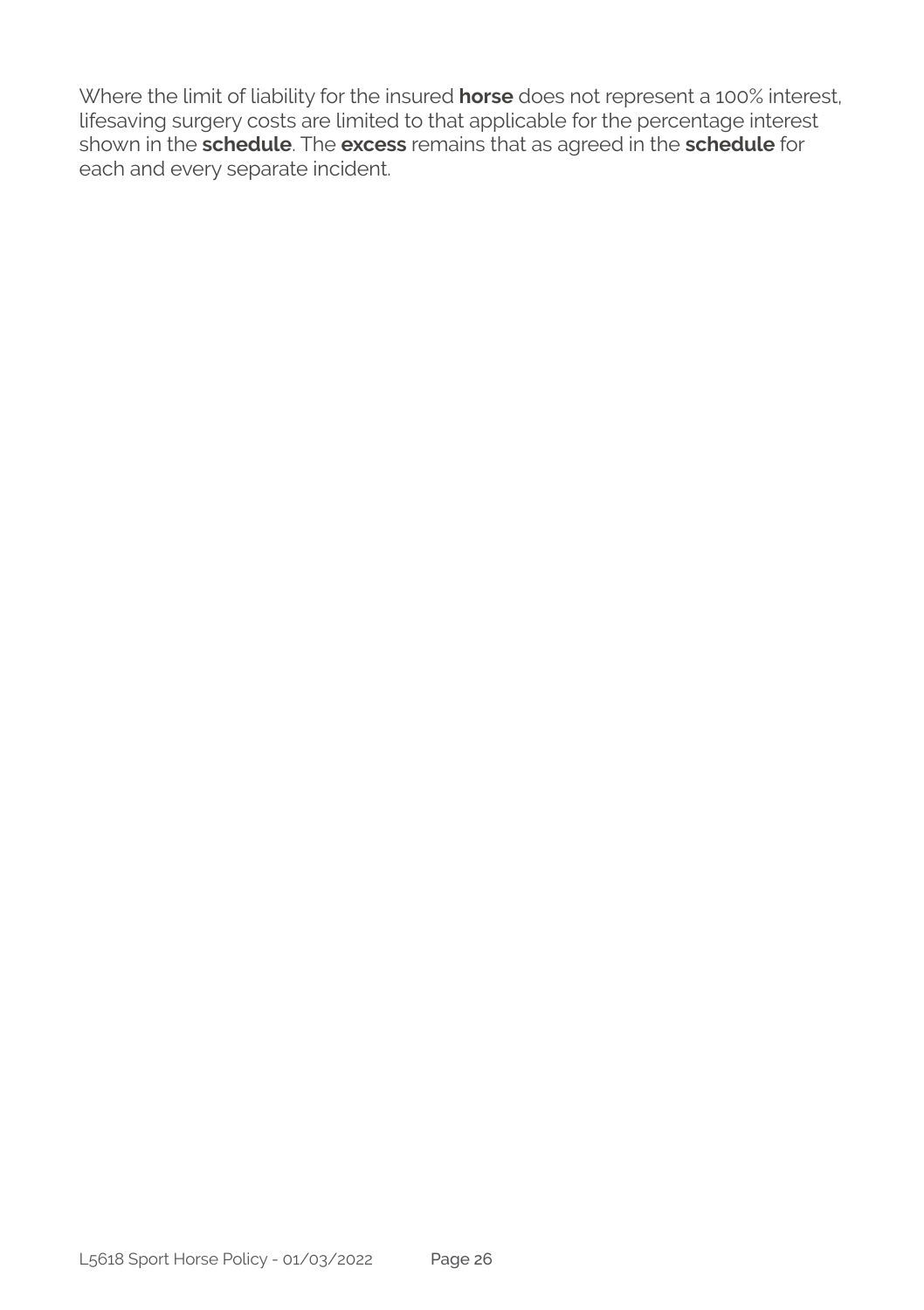Where the limit of liability for the insured **horse** does not represent a 100% interest, lifesaving surgery costs are limited to that applicable for the percentage interest shown in the **schedule**. The **excess** remains that as agreed in the **schedule** for each and every separate incident.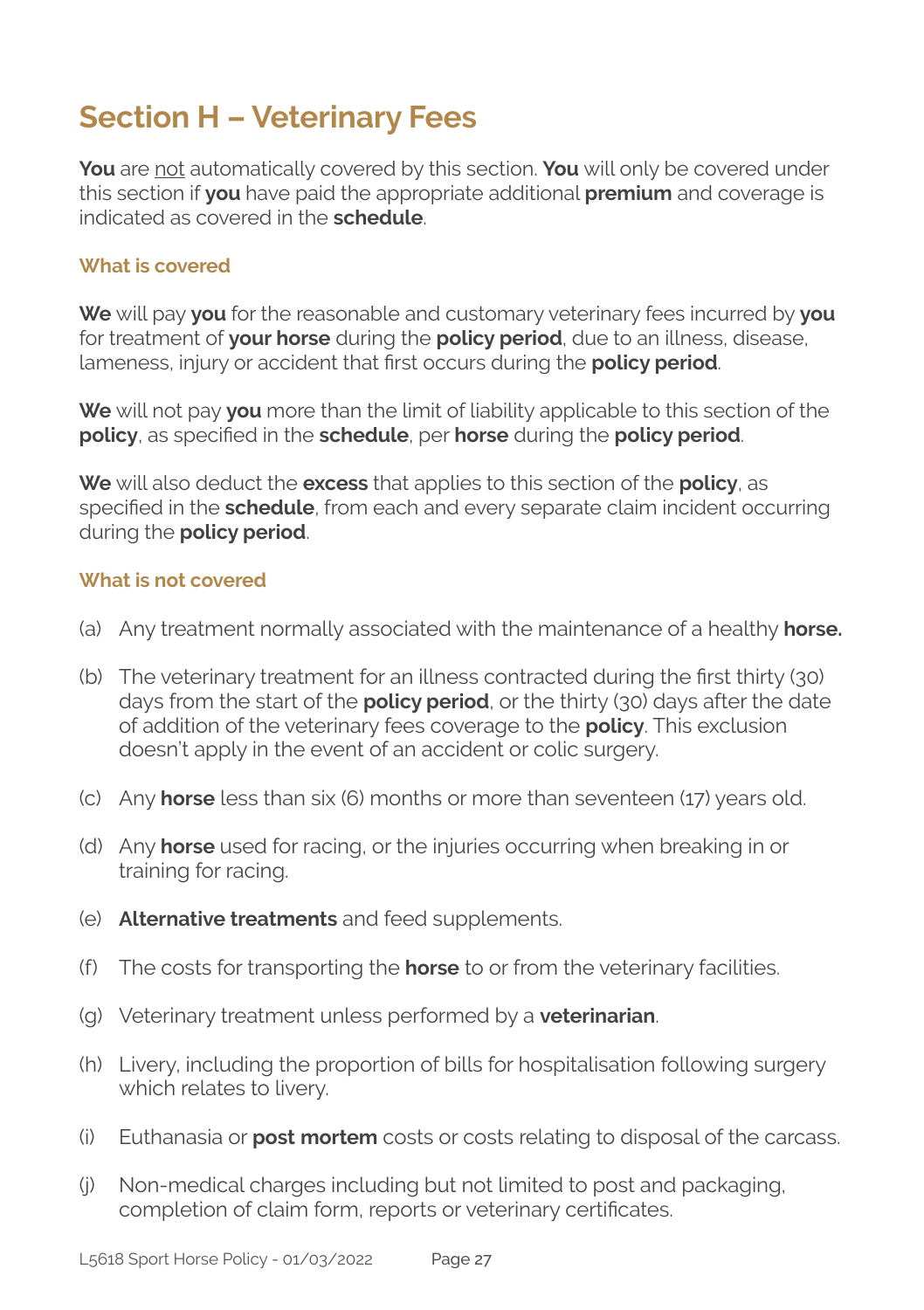# Section H – Veterinary Fees

**You** are not automatically covered by this section. **You** will only be covered under this section if **you** have paid the appropriate additional **premium** and coverage is indicated as covered in the **schedule**.

### What is covered

**We** will pay **you** for the reasonable and customary veterinary fees incurred by **you** for treatment of **your horse** during the **policy period**, due to an illness, disease, lameness, injury or accident that first occurs during the **policy period**.

**We** will not pay **you** more than the limit of liability applicable to this section of the **policy**, as specified in the **schedule**, per **horse** during the **policy period**.

**We** will also deduct the **excess** that applies to this section of the **policy**, as specified in the **schedule**, from each and every separate claim incident occurring during the **policy period**.

### What is not covered

(a) Any treatment normally associated with the maintenance of a healthy **horse.**

(b) The veterinary treatment for an illness contracted during the first thirty (30) days from the start of the **policy period**, or the thirty (30) days after the date of addition of the veterinary fees coverage to the **policy**. This exclusion doesn't apply in the event of an accident or colic surgery.

(c) Any **horse** less than six (6) months or more than seventeen (17) years old.

(d) Any **horse** used for racing, or the injuries occurring when breaking in or training for racing.

(e) **Alternative treatments** and feed supplements.

(f) The costs for transporting the **horse** to or from the veterinary facilities.

(g) Veterinary treatment unless performed by a **veterinarian**.

(h) Livery, including the proportion of bills for hospitalisation following surgery which relates to livery.

(i) Euthanasia or **post mortem** costs or costs relating to disposal of the carcass.

(j) Non-medical charges including but not limited to post and packaging, completion of claim form, reports or veterinary certificates.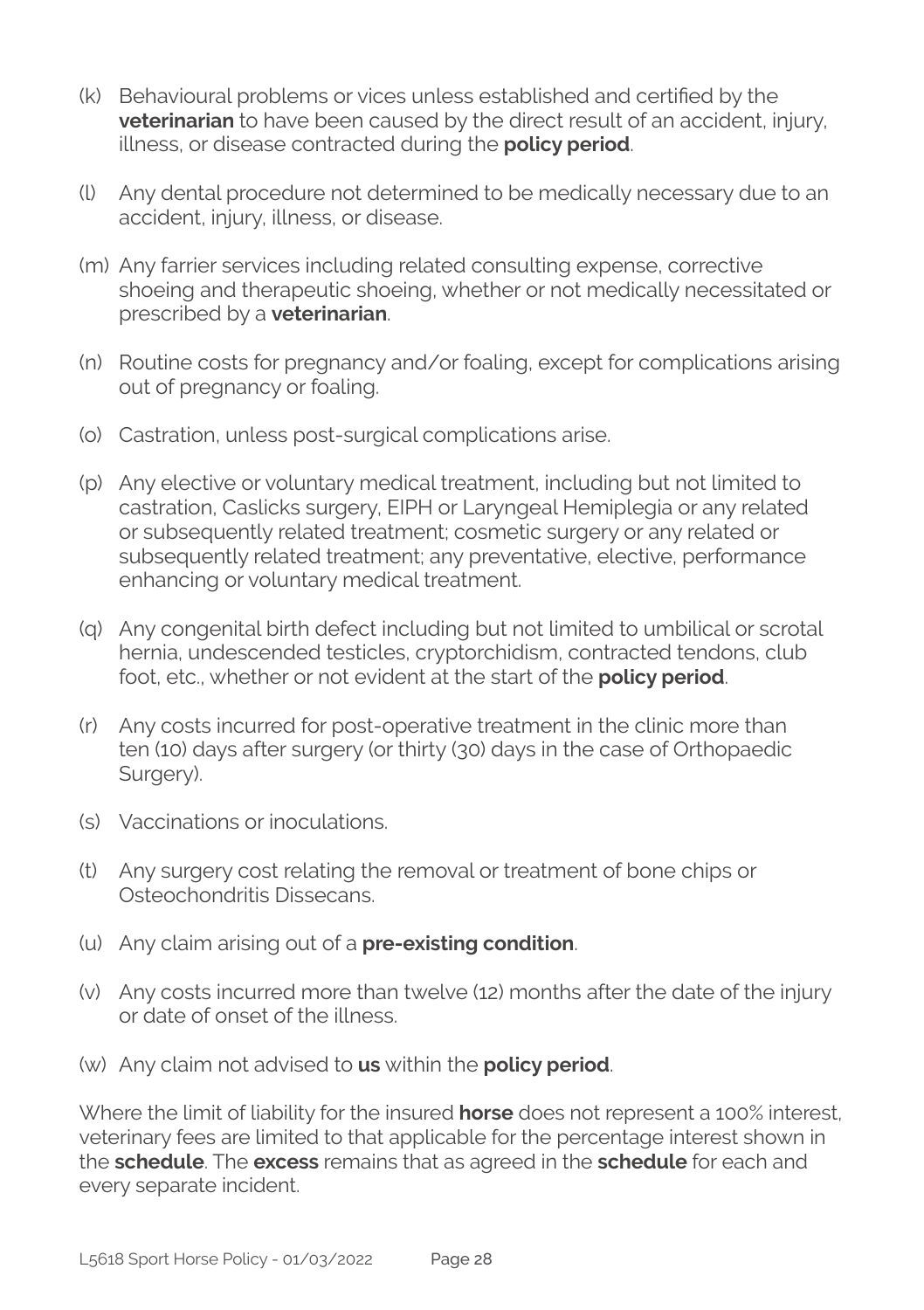(k) Behavioural problems or vices unless established and certified by the **veterinarian** to have been caused by the direct result of an accident, injury, illness, or disease contracted during the **policy period**.

(l) Any dental procedure not determined to be medically necessary due to an accident, injury, illness, or disease.

(m) Any farrier services including related consulting expense, corrective shoeing and therapeutic shoeing, whether or not medically necessitated or prescribed by a **veterinarian**.

(n) Routine costs for pregnancy and/or foaling, except for complications arising out of pregnancy or foaling.

(o) Castration, unless post-surgical complications arise.

(p) Any elective or voluntary medical treatment, including but not limited to castration, Caslicks surgery, EIPH or Laryngeal Hemiplegia or any related or subsequently related treatment; cosmetic surgery or any related or subsequently related treatment; any preventative, elective, performance enhancing or voluntary medical treatment.

(q) Any congenital birth defect including but not limited to umbilical or scrotal hernia, undescended testicles, cryptorchidism, contracted tendons, club foot, etc., whether or not evident at the start of the **policy period**.

(r) Any costs incurred for post-operative treatment in the clinic more than ten (10) days after surgery (or thirty (30) days in the case of Orthopaedic Surgery).

(s) Vaccinations or inoculations.

(t) Any surgery cost relating the removal or treatment of bone chips or Osteochondritis Dissecans.

(u) Any claim arising out of a **pre-existing condition**.

(v) Any costs incurred more than twelve (12) months after the date of the injury or date of onset of the illness.

(w) Any claim not advised to **us** within the **policy period**.

Where the limit of liability for the insured **horse** does not represent a 100% interest, veterinary fees are limited to that applicable for the percentage interest shown in the **schedule**. The **excess** remains that as agreed in the **schedule** for each and every separate incident.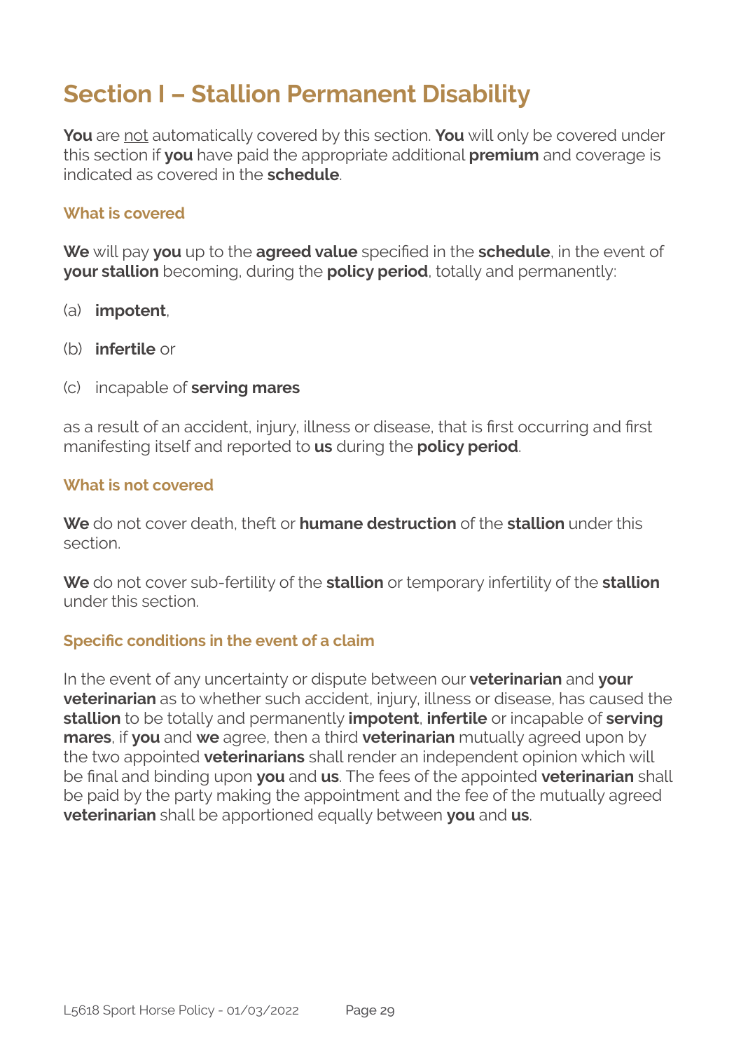# Section I – Stallion Permanent Disability

**You** are <u>not</u> automatically covered by this section. **You** will only be covered under this section if **you** have paid the appropriate additional **premium** and coverage is indicated as covered in the **schedule**.

### What is covered

**We** will pay **you** up to the **agreed value** specified in the **schedule**, in the event of **your stallion** becoming, during the **policy period**, totally and permanently:

(a) **impotent**,

(b) **infertile** or

(c) incapable of **serving mares**

as a result of an accident, injury, illness or disease, that is first occurring and first manifesting itself and reported to **us** during the **policy period**.

### What is not covered

**We** do not cover death, theft or **humane destruction** of the **stallion** under this section.

**We** do not cover sub-fertility of the **stallion** or temporary infertility of the **stallion** under this section.

### Specific conditions in the event of a claim

In the event of any uncertainty or dispute between our **veterinarian** and **your veterinarian** as to whether such accident, injury, illness or disease, has caused the **stallion** to be totally and permanently **impotent**, **infertile** or incapable of **serving mares**, if **you** and **we** agree, then a third **veterinarian** mutually agreed upon by the two appointed **veterinarians** shall render an independent opinion which will be final and binding upon **you** and **us**. The fees of the appointed **veterinarian** shall be paid by the party making the appointment and the fee of the mutually agreed **veterinarian** shall be apportioned equally between **you** and **us**.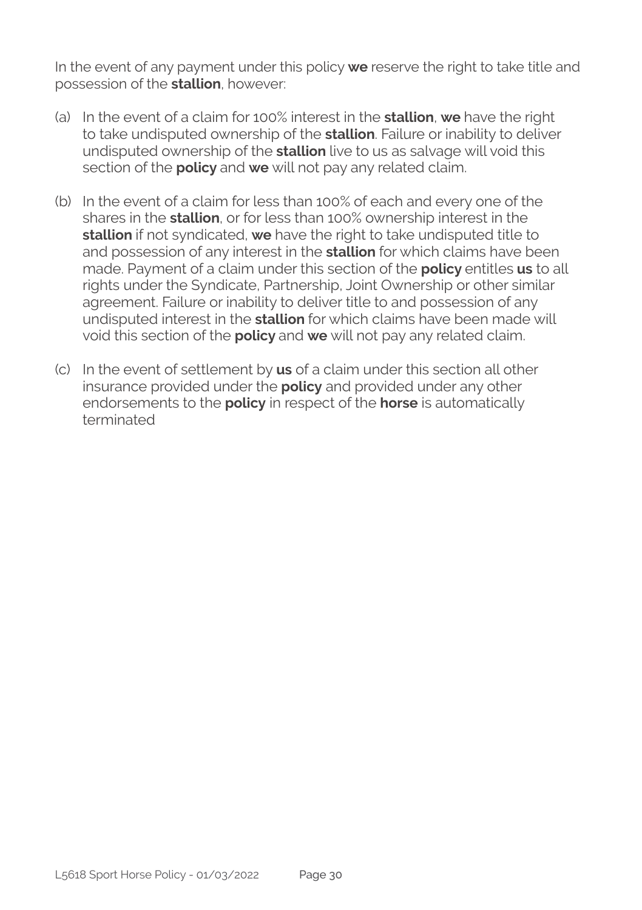In the event of any payment under this policy **we** reserve the right to take title and possession of the **stallion**, however:

(a) In the event of a claim for 100% interest in the **stallion**, **we** have the right to take undisputed ownership of the **stallion**. Failure or inability to deliver undisputed ownership of the **stallion** live to us as salvage will void this section of the **policy** and **we** will not pay any related claim.

(b) In the event of a claim for less than 100% of each and every one of the shares in the **stallion**, or for less than 100% ownership interest in the **stallion** if not syndicated, **we** have the right to take undisputed title to and possession of any interest in the **stallion** for which claims have been made. Payment of a claim under this section of the **policy** entitles **us** to all rights under the Syndicate, Partnership, Joint Ownership or other similar agreement. Failure or inability to deliver title to and possession of any undisputed interest in the **stallion** for which claims have been made will void this section of the **policy** and **we** will not pay any related claim.

(c) In the event of settlement by **us** of a claim under this section all other insurance provided under the **policy** and provided under any other endorsements to the **policy** in respect of the **horse** is automatically terminated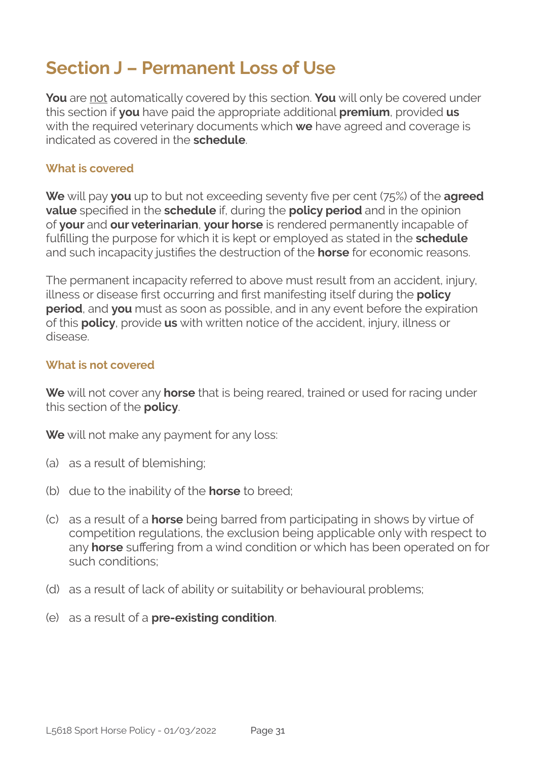# Section J – Permanent Loss of Use

**You** are <u>not</u> automatically covered by this section. **You** will only be covered under this section if **you** have paid the appropriate additional **premium**, provided **us** with the required veterinary documents which **we** have agreed and coverage is indicated as covered in the **schedule**.

### What is covered

**We** will pay **you** up to but not exceeding seventy five per cent (75%) of the **agreed value** specified in the **schedule** if, during the **policy period** and in the opinion of **your** and **our veterinarian**, **your horse** is rendered permanently incapable of fulfilling the purpose for which it is kept or employed as stated in the **schedule** and such incapacity justifies the destruction of the **horse** for economic reasons.

The permanent incapacity referred to above must result from an accident, injury, illness or disease first occurring and first manifesting itself during the **policy period**, and **you** must as soon as possible, and in any event before the expiration of this **policy**, provide **us** with written notice of the accident, injury, illness or disease.

### What is not covered

**We** will not cover any **horse** that is being reared, trained or used for racing under this section of the **policy**.

**We** will not make any payment for any loss:

(a) as a result of blemishing;

(b) due to the inability of the **horse** to breed;

(c) as a result of a **horse** being barred from participating in shows by virtue of competition regulations, the exclusion being applicable only with respect to any **horse** suffering from a wind condition or which has been operated on for such conditions;

(d) as a result of lack of ability or suitability or behavioural problems;

(e) as a result of a **pre-existing condition**.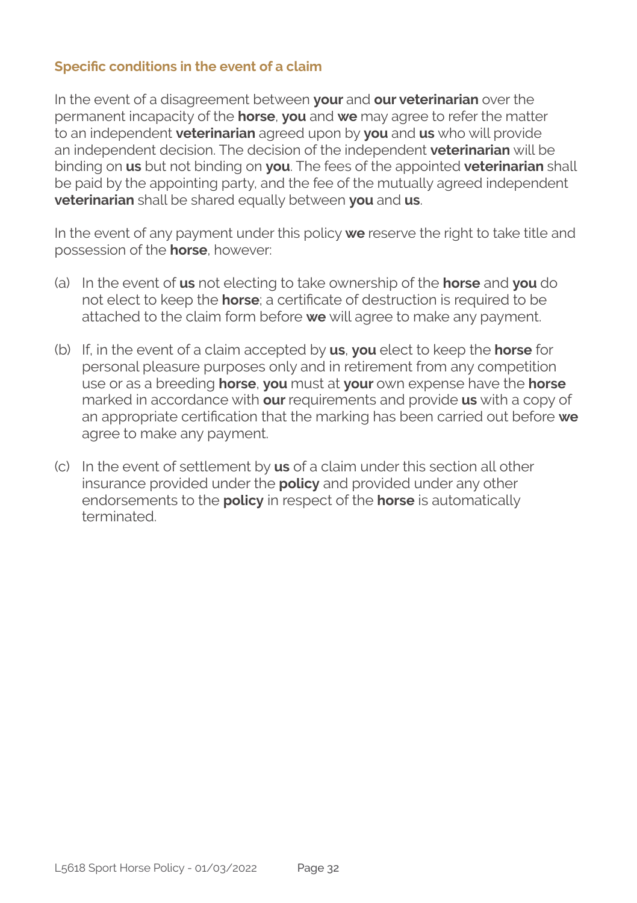### Specific conditions in the event of a claim

In the event of a disagreement between **your** and **our veterinarian** over the permanent incapacity of the **horse**, **you** and **we** may agree to refer the matter to an independent **veterinarian** agreed upon by **you** and **us** who will provide an independent decision. The decision of the independent **veterinarian** will be binding on **us** but not binding on **you**. The fees of the appointed **veterinarian** shall be paid by the appointing party, and the fee of the mutually agreed independent **veterinarian** shall be shared equally between **you** and **us**.

In the event of any payment under this policy **we** reserve the right to take title and possession of the **horse**, however:

(a) In the event of **us** not electing to take ownership of the **horse** and **you** do not elect to keep the **horse**; a certificate of destruction is required to be attached to the claim form before **we** will agree to make any payment.

(b) If, in the event of a claim accepted by **us**, **you** elect to keep the **horse** for personal pleasure purposes only and in retirement from any competition use or as a breeding **horse**, **you** must at **your** own expense have the **horse** marked in accordance with **our** requirements and provide **us** with a copy of an appropriate certification that the marking has been carried out before **we** agree to make any payment.

(c) In the event of settlement by **us** of a claim under this section all other insurance provided under the **policy** and provided under any other endorsements to the **policy** in respect of the **horse** is automatically terminated.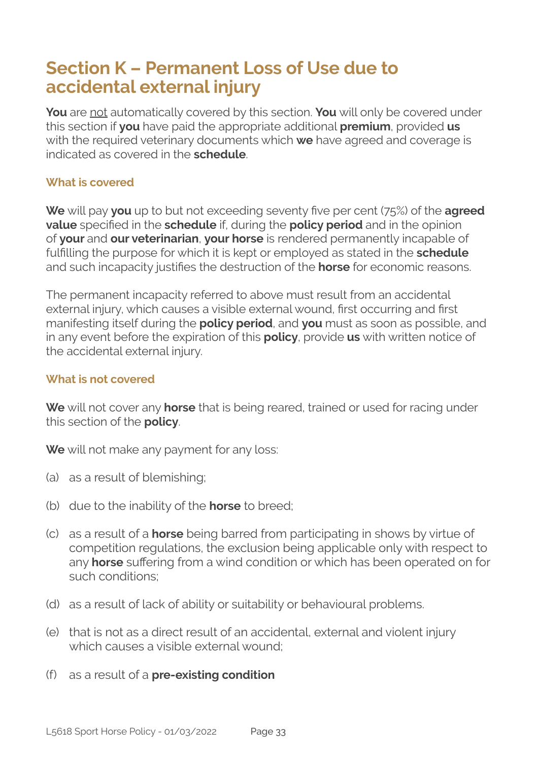# Section K – Permanent Loss of Use due to accidental external injury

**You** are <u>not</u> automatically covered by this section. **You** will only be covered under this section if **you** have paid the appropriate additional **premium**, provided **us** with the required veterinary documents which **we** have agreed and coverage is indicated as covered in the **schedule**.

### What is covered

**We** will pay **you** up to but not exceeding seventy five per cent (75%) of the **agreed value** specified in the **schedule** if, during the **policy period** and in the opinion of **your** and **our veterinarian**, **your horse** is rendered permanently incapable of fulfilling the purpose for which it is kept or employed as stated in the **schedule** and such incapacity justifies the destruction of the **horse** for economic reasons.

The permanent incapacity referred to above must result from an accidental external injury, which causes a visible external wound, first occurring and first manifesting itself during the **policy period**, and **you** must as soon as possible, and in any event before the expiration of this **policy**, provide **us** with written notice of the accidental external injury.

### What is not covered

**We** will not cover any **horse** that is being reared, trained or used for racing under this section of the **policy**.

**We** will not make any payment for any loss:

(a) as a result of blemishing;

(b) due to the inability of the **horse** to breed;

(c) as a result of a **horse** being barred from participating in shows by virtue of competition regulations, the exclusion being applicable only with respect to any **horse** suffering from a wind condition or which has been operated on for such conditions;

(d) as a result of lack of ability or suitability or behavioural problems.

(e) that is not as a direct result of an accidental, external and violent injury which causes a visible external wound;

(f) as a result of a **pre-existing condition**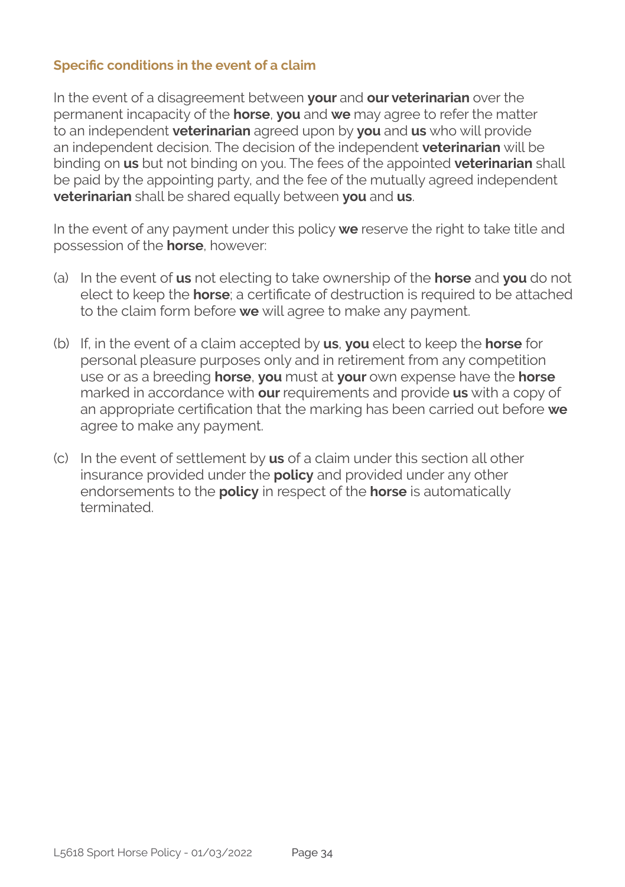### Specific conditions in the event of a claim

In the event of a disagreement between **your** and **our veterinarian** over the permanent incapacity of the **horse**, **you** and **we** may agree to refer the matter to an independent **veterinarian** agreed upon by **you** and **us** who will provide an independent decision. The decision of the independent **veterinarian** will be binding on **us** but not binding on you. The fees of the appointed **veterinarian** shall be paid by the appointing party, and the fee of the mutually agreed independent **veterinarian** shall be shared equally between **you** and **us**.

In the event of any payment under this policy **we** reserve the right to take title and possession of the **horse**, however:

(a) In the event of **us** not electing to take ownership of the **horse** and **you** do not elect to keep the **horse**; a certificate of destruction is required to be attached to the claim form before **we** will agree to make any payment.

(b) If, in the event of a claim accepted by **us**, **you** elect to keep the **horse** for personal pleasure purposes only and in retirement from any competition use or as a breeding **horse**, **you** must at **your** own expense have the **horse** marked in accordance with **our** requirements and provide **us** with a copy of an appropriate certification that the marking has been carried out before **we** agree to make any payment.

(c) In the event of settlement by **us** of a claim under this section all other insurance provided under the **policy** and provided under any other endorsements to the **policy** in respect of the **horse** is automatically terminated.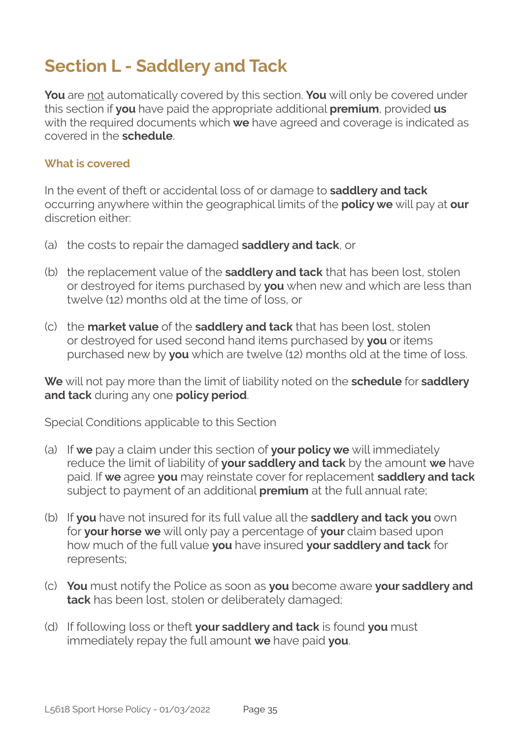# Section L - Saddlery and Tack

**You** are not automatically covered by this section. **You** will only be covered under this section if **you** have paid the appropriate additional **premium**, provided **us** with the required documents which **we** have agreed and coverage is indicated as covered in the **schedule**.

### What is covered

In the event of theft or accidental loss of or damage to **saddlery and tack** occurring anywhere within the geographical limits of the **policy we** will pay at **our** discretion either:

(a) the costs to repair the damaged **saddlery and tack**, or

(b) the replacement value of the **saddlery and tack** that has been lost, stolen or destroyed for items purchased by **you** when new and which are less than twelve (12) months old at the time of loss, or

(c) the **market value** of the **saddlery and tack** that has been lost, stolen or destroyed for used second hand items purchased by **you** or items purchased new by **you** which are twelve (12) months old at the time of loss.

**We** will not pay more than the limit of liability noted on the **schedule** for **saddlery and tack** during any one **policy period**.

Special Conditions applicable to this Section

(a) If **we** pay a claim under this section of **your policy we** will immediately reduce the limit of liability of **your saddlery and tack** by the amount **we** have paid. If **we** agree **you** may reinstate cover for replacement **saddlery and tack** subject to payment of an additional **premium** at the full annual rate;

(b) If **you** have not insured for its full value all the **saddlery and tack you** own for **your horse we** will only pay a percentage of **your** claim based upon how much of the full value **you** have insured **your saddlery and tack** for represents;

(c) **You** must notify the Police as soon as **you** become aware **your saddlery and tack** has been lost, stolen or deliberately damaged;

(d) If following loss or theft **your saddlery and tack** is found **you** must immediately repay the full amount **we** have paid **you**.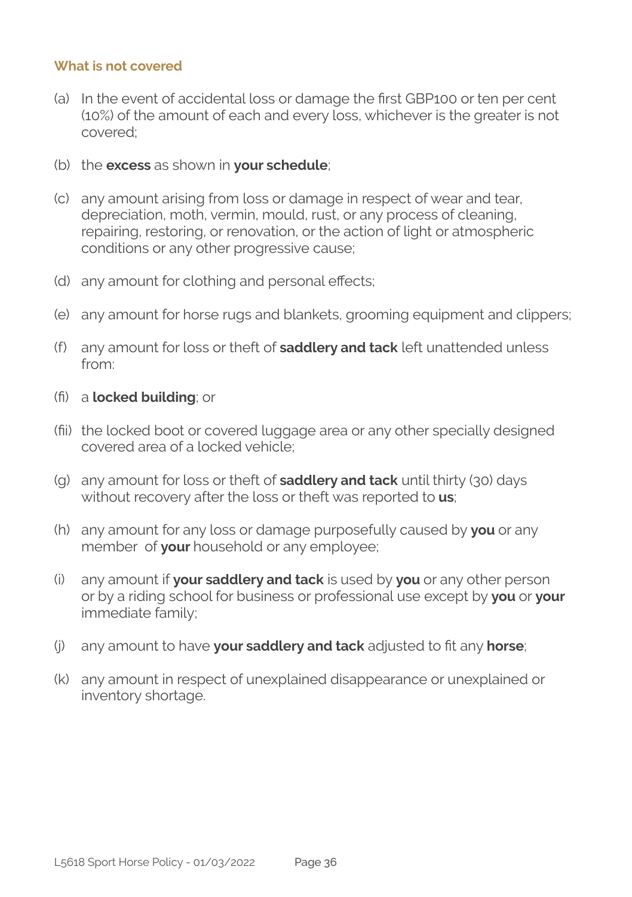### What is not covered

(a) In the event of accidental loss or damage the first GBP100 or ten per cent (10%) of the amount of each and every loss, whichever is the greater is not covered;

(b) the **excess** as shown in **your schedule**;

(c) any amount arising from loss or damage in respect of wear and tear, depreciation, moth, vermin, mould, rust, or any process of cleaning, repairing, restoring, or renovation, or the action of light or atmospheric conditions or any other progressive cause;

(d) any amount for clothing and personal effects;

(e) any amount for horse rugs and blankets, grooming equipment and clippers;

(f) any amount for loss or theft of **saddlery and tack** left unattended unless from:

(fi) a **locked building**; or

(fii) the locked boot or covered luggage area or any other specially designed covered area of a locked vehicle;

(g) any amount for loss or theft of **saddlery and tack** until thirty (30) days without recovery after the loss or theft was reported to **us**;

(h) any amount for any loss or damage purposefully caused by **you** or any member of **your** household or any employee;

(i) any amount if **your saddlery and tack** is used by **you** or any other person or by a riding school for business or professional use except by **you** or **your** immediate family;

(j) any amount to have **your saddlery and tack** adjusted to fit any **horse**;

(k) any amount in respect of unexplained disappearance or unexplained or inventory shortage.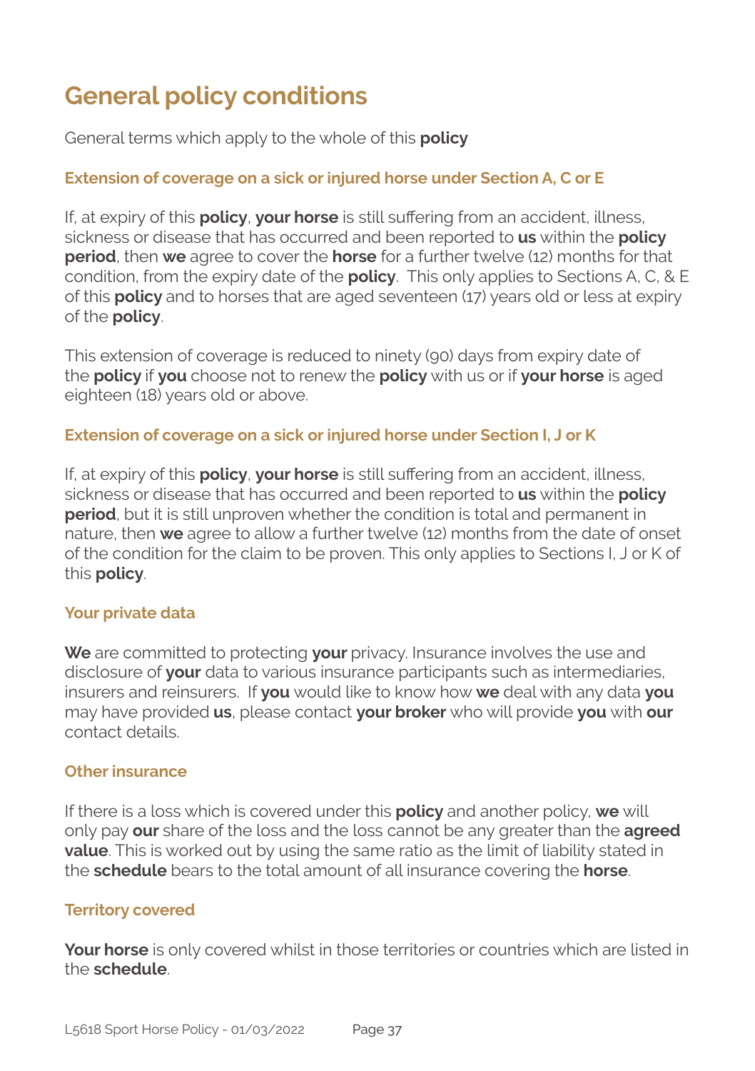# General policy conditions

General terms which apply to the whole of this **policy**

### Extension of coverage on a sick or injured horse under Section A, C or E

If, at expiry of this **policy**, **your horse** is still suffering from an accident, illness, sickness or disease that has occurred and been reported to **us** within the **policy period**, then **we** agree to cover the **horse** for a further twelve (12) months for that condition, from the expiry date of the **policy**. This only applies to Sections A, C, & E of this **policy** and to horses that are aged seventeen (17) years old or less at expiry of the **policy**.

This extension of coverage is reduced to ninety (90) days from expiry date of the **policy** if **you** choose not to renew the **policy** with us or if **your horse** is aged eighteen (18) years old or above.

### Extension of coverage on a sick or injured horse under Section I, J or K

If, at expiry of this **policy**, **your horse** is still suffering from an accident, illness, sickness or disease that has occurred and been reported to **us** within the **policy period**, but it is still unproven whether the condition is total and permanent in nature, then **we** agree to allow a further twelve (12) months from the date of onset of the condition for the claim to be proven. This only applies to Sections I, J or K of this **policy**.

### Your private data

**We** are committed to protecting **your** privacy. Insurance involves the use and disclosure of **your** data to various insurance participants such as intermediaries, insurers and reinsurers. If **you** would like to know how **we** deal with any data **you** may have provided **us**, please contact **your broker** who will provide **you** with **our** contact details.

### Other insurance

If there is a loss which is covered under this **policy** and another policy, **we** will only pay **our** share of the loss and the loss cannot be any greater than the **agreed value**. This is worked out by using the same ratio as the limit of liability stated in the **schedule** bears to the total amount of all insurance covering the **horse**.

### Territory covered

**Your horse** is only covered whilst in those territories or countries which are listed in the **schedule**.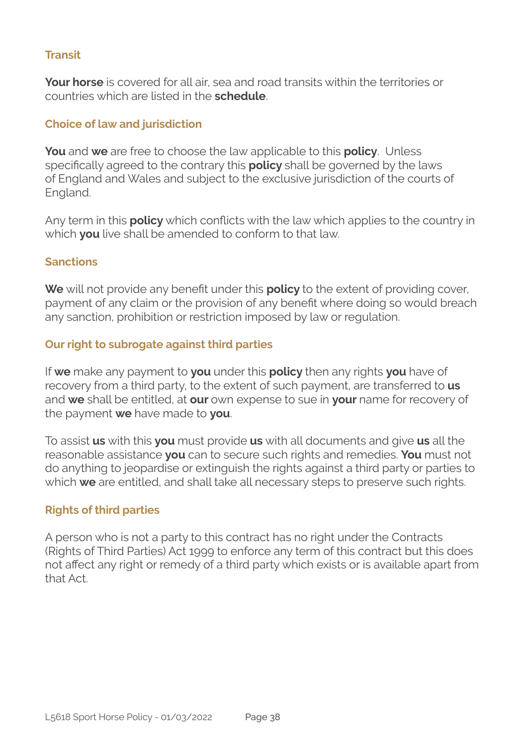### Transit

**Your horse** is covered for all air, sea and road transits within the territories or countries which are listed in the **schedule**.

### Choice of law and jurisdiction

**You** and **we** are free to choose the law applicable to this **policy**. Unless specifically agreed to the contrary this **policy** shall be governed by the laws of England and Wales and subject to the exclusive jurisdiction of the courts of England.

Any term in this **policy** which conflicts with the law which applies to the country in which **you** live shall be amended to conform to that law.

### Sanctions

**We** will not provide any benefit under this **policy** to the extent of providing cover, payment of any claim or the provision of any benefit where doing so would breach any sanction, prohibition or restriction imposed by law or regulation.

### Our right to subrogate against third parties

If **we** make any payment to **you** under this **policy** then any rights **you** have of recovery from a third party, to the extent of such payment, are transferred to **us** and **we** shall be entitled, at **our** own expense to sue in **your** name for recovery of the payment **we** have made to **you**.

To assist **us** with this **you** must provide **us** with all documents and give **us** all the reasonable assistance **you** can to secure such rights and remedies. **You** must not do anything to jeopardise or extinguish the rights against a third party or parties to which **we** are entitled, and shall take all necessary steps to preserve such rights.

### Rights of third parties

A person who is not a party to this contract has no right under the Contracts (Rights of Third Parties) Act 1999 to enforce any term of this contract but this does not affect any right or remedy of a third party which exists or is available apart from that Act.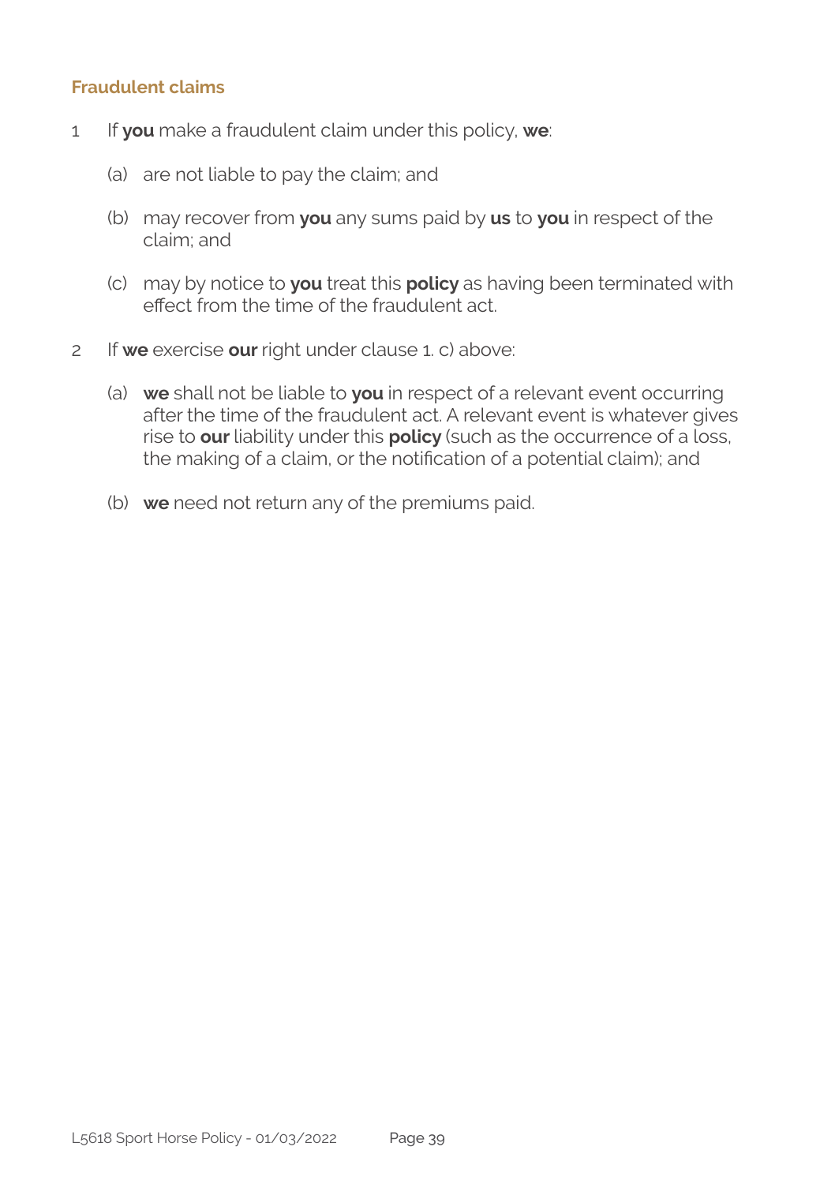## Fraudulent claims

1 If **you** make a fraudulent claim under this policy, **we**:

   (a) are not liable to pay the claim; and

   (b) may recover from **you** any sums paid by **us** to **you** in respect of the claim; and

   (c) may by notice to **you** treat this **policy** as having been terminated with effect from the time of the fraudulent act.

2 If **we** exercise **our** right under clause 1. c) above:

   (a) **we** shall not be liable to **you** in respect of a relevant event occurring after the time of the fraudulent act. A relevant event is whatever gives rise to **our** liability under this **policy** (such as the occurrence of a loss, the making of a claim, or the notification of a potential claim); and

   (b) **we** need not return any of the premiums paid.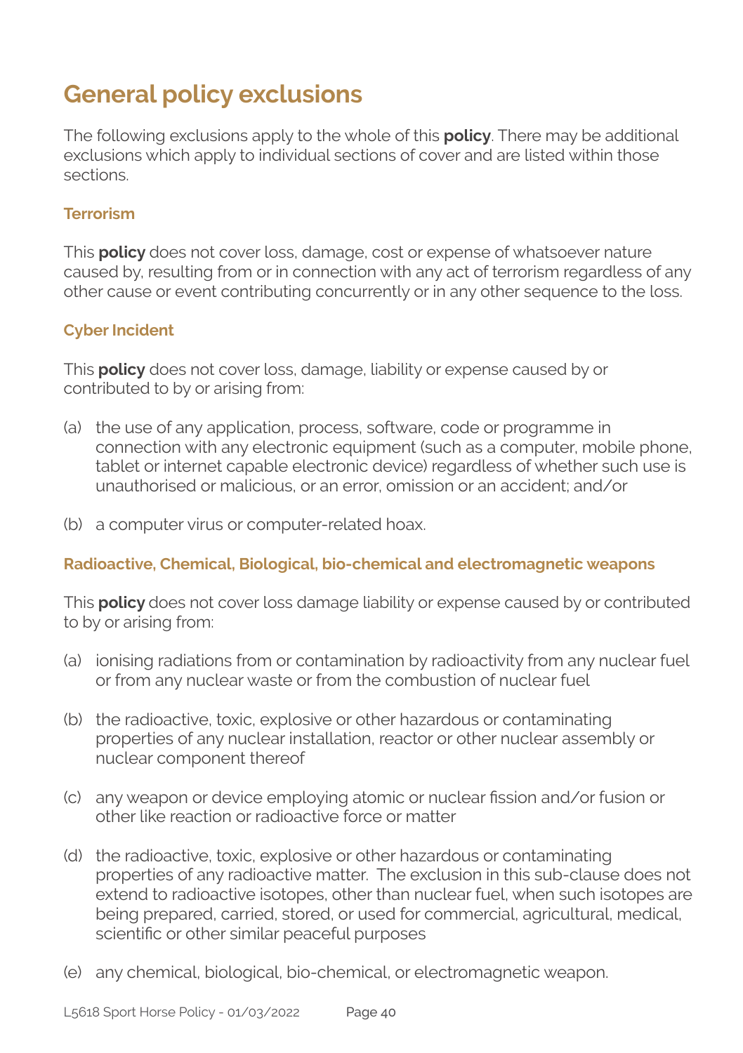# General policy exclusions

The following exclusions apply to the whole of this **policy**. There may be additional exclusions which apply to individual sections of cover and are listed within those sections.

### Terrorism

This **policy** does not cover loss, damage, cost or expense of whatsoever nature caused by, resulting from or in connection with any act of terrorism regardless of any other cause or event contributing concurrently or in any other sequence to the loss.

### Cyber Incident

This **policy** does not cover loss, damage, liability or expense caused by or contributed to by or arising from:

(a) the use of any application, process, software, code or programme in connection with any electronic equipment (such as a computer, mobile phone, tablet or internet capable electronic device) regardless of whether such use is unauthorised or malicious, or an error, omission or an accident; and/or

(b) a computer virus or computer-related hoax.

### Radioactive, Chemical, Biological, bio-chemical and electromagnetic weapons

This **policy** does not cover loss damage liability or expense caused by or contributed to by or arising from:

(a) ionising radiations from or contamination by radioactivity from any nuclear fuel or from any nuclear waste or from the combustion of nuclear fuel

(b) the radioactive, toxic, explosive or other hazardous or contaminating properties of any nuclear installation, reactor or other nuclear assembly or nuclear component thereof

(c) any weapon or device employing atomic or nuclear fission and/or fusion or other like reaction or radioactive force or matter

(d) the radioactive, toxic, explosive or other hazardous or contaminating properties of any radioactive matter. The exclusion in this sub-clause does not extend to radioactive isotopes, other than nuclear fuel, when such isotopes are being prepared, carried, stored, or used for commercial, agricultural, medical, scientific or other similar peaceful purposes

(e) any chemical, biological, bio-chemical, or electromagnetic weapon.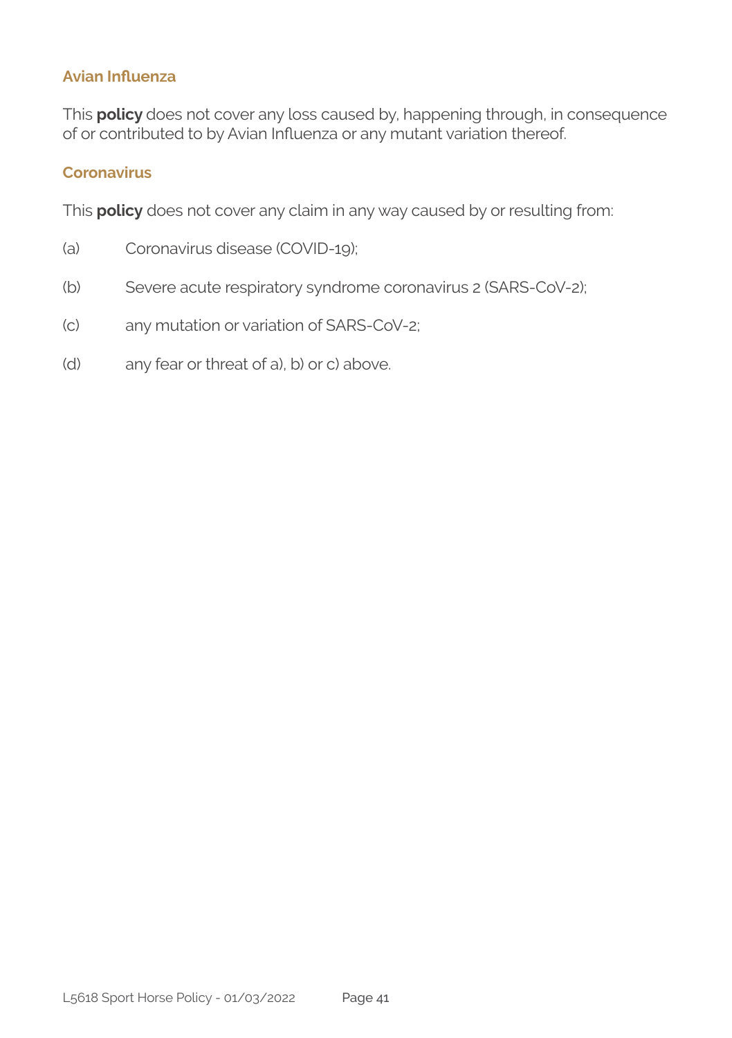### Avian Influenza

This **policy** does not cover any loss caused by, happening through, in consequence of or contributed to by Avian Influenza or any mutant variation thereof.

### Coronavirus

This **policy** does not cover any claim in any way caused by or resulting from:

(a) Coronavirus disease (COVID-19);

(b) Severe acute respiratory syndrome coronavirus 2 (SARS-CoV-2);

(c) any mutation or variation of SARS-CoV-2;

(d) any fear or threat of a), b) or c) above.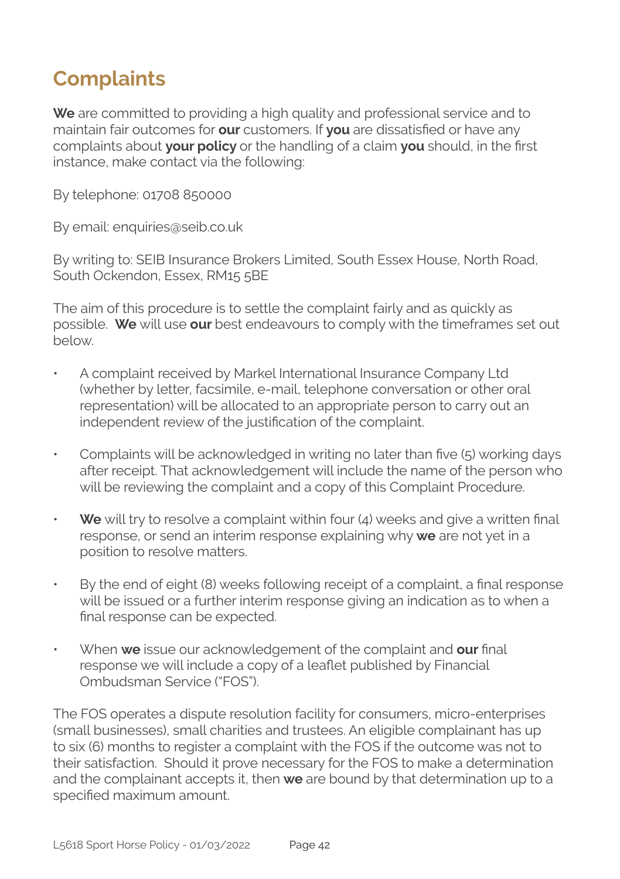# Complaints

**We** are committed to providing a high quality and professional service and to maintain fair outcomes for **our** customers. If **you** are dissatisfied or have any complaints about **your policy** or the handling of a claim **you** should, in the first instance, make contact via the following:

By telephone: 01708 850000

By email: enquiries@seib.co.uk

By writing to: SEIB Insurance Brokers Limited, South Essex House, North Road, South Ockendon, Essex, RM15 5BE

The aim of this procedure is to settle the complaint fairly and as quickly as possible. **We** will use **our** best endeavours to comply with the timeframes set out below.

- A complaint received by Markel International Insurance Company Ltd (whether by letter, facsimile, e-mail, telephone conversation or other oral representation) will be allocated to an appropriate person to carry out an independent review of the justification of the complaint.
- Complaints will be acknowledged in writing no later than five (5) working days after receipt. That acknowledgement will include the name of the person who will be reviewing the complaint and a copy of this Complaint Procedure.
- **We** will try to resolve a complaint within four (4) weeks and give a written final response, or send an interim response explaining why **we** are not yet in a position to resolve matters.
- By the end of eight (8) weeks following receipt of a complaint, a final response will be issued or a further interim response giving an indication as to when a final response can be expected.
- When **we** issue our acknowledgement of the complaint and **our** final response we will include a copy of a leaflet published by Financial Ombudsman Service ("FOS").

The FOS operates a dispute resolution facility for consumers, micro-enterprises (small businesses), small charities and trustees. An eligible complainant has up to six (6) months to register a complaint with the FOS if the outcome was not to their satisfaction. Should it prove necessary for the FOS to make a determination and the complainant accepts it, then **we** are bound by that determination up to a specified maximum amount.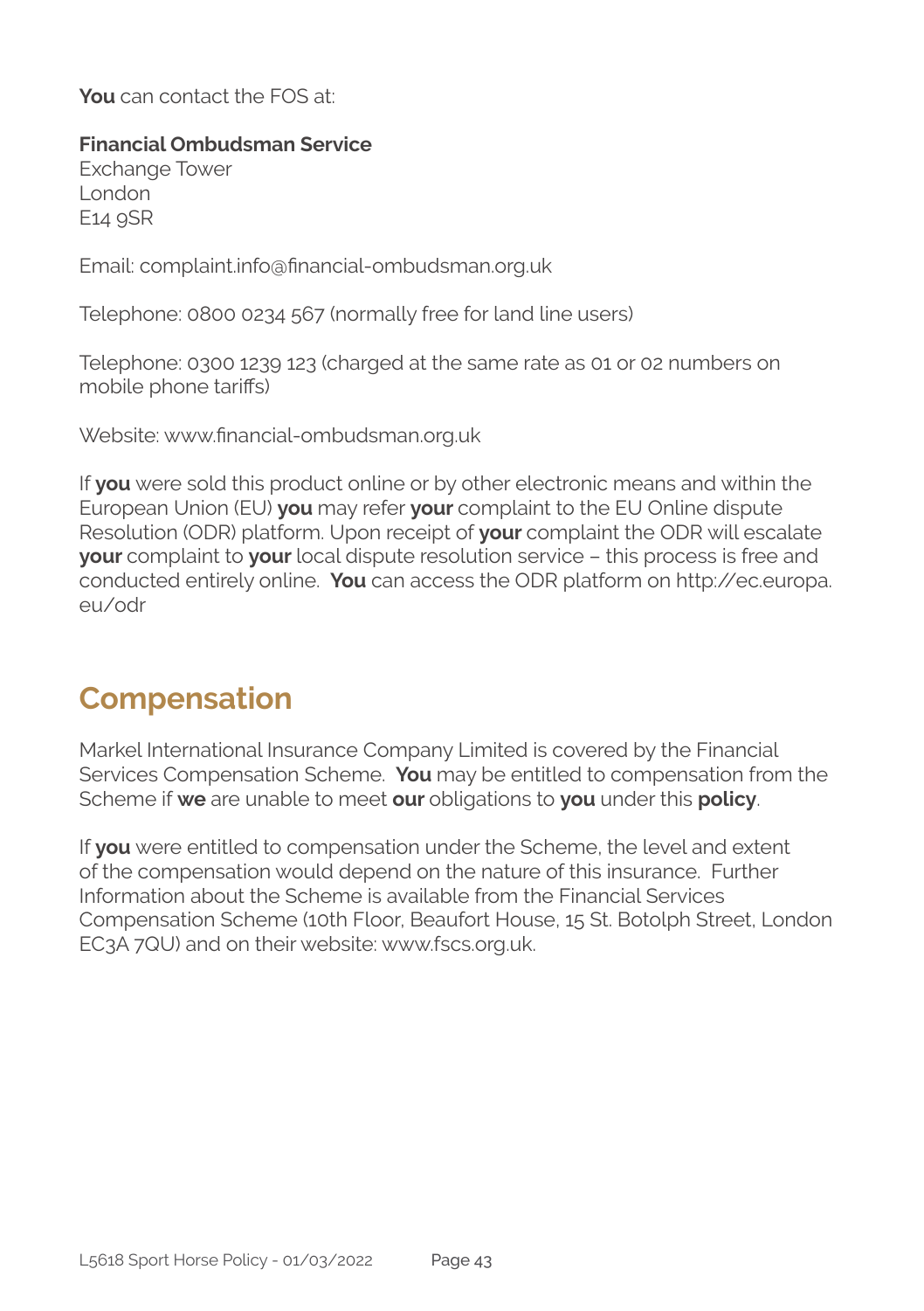**You** can contact the FOS at:

**Financial Ombudsman Service**
Exchange Tower
London
E14 9SR

Email: complaint.info@financial-ombudsman.org.uk

Telephone: 0800 0234 567 (normally free for land line users)

Telephone: 0300 1239 123 (charged at the same rate as 01 or 02 numbers on mobile phone tariffs)

Website: www.financial-ombudsman.org.uk

If **you** were sold this product online or by other electronic means and within the European Union (EU) **you** may refer **your** complaint to the EU Online dispute Resolution (ODR) platform. Upon receipt of **your** complaint the ODR will escalate **your** complaint to **your** local dispute resolution service – this process is free and conducted entirely online. **You** can access the ODR platform on http://ec.europa.eu/odr

## Compensation

Markel International Insurance Company Limited is covered by the Financial Services Compensation Scheme. **You** may be entitled to compensation from the Scheme if **we** are unable to meet **our** obligations to **you** under this **policy**.

If **you** were entitled to compensation under the Scheme, the level and extent of the compensation would depend on the nature of this insurance. Further Information about the Scheme is available from the Financial Services Compensation Scheme (10th Floor, Beaufort House, 15 St. Botolph Street, London EC3A 7QU) and on their website: www.fscs.org.uk.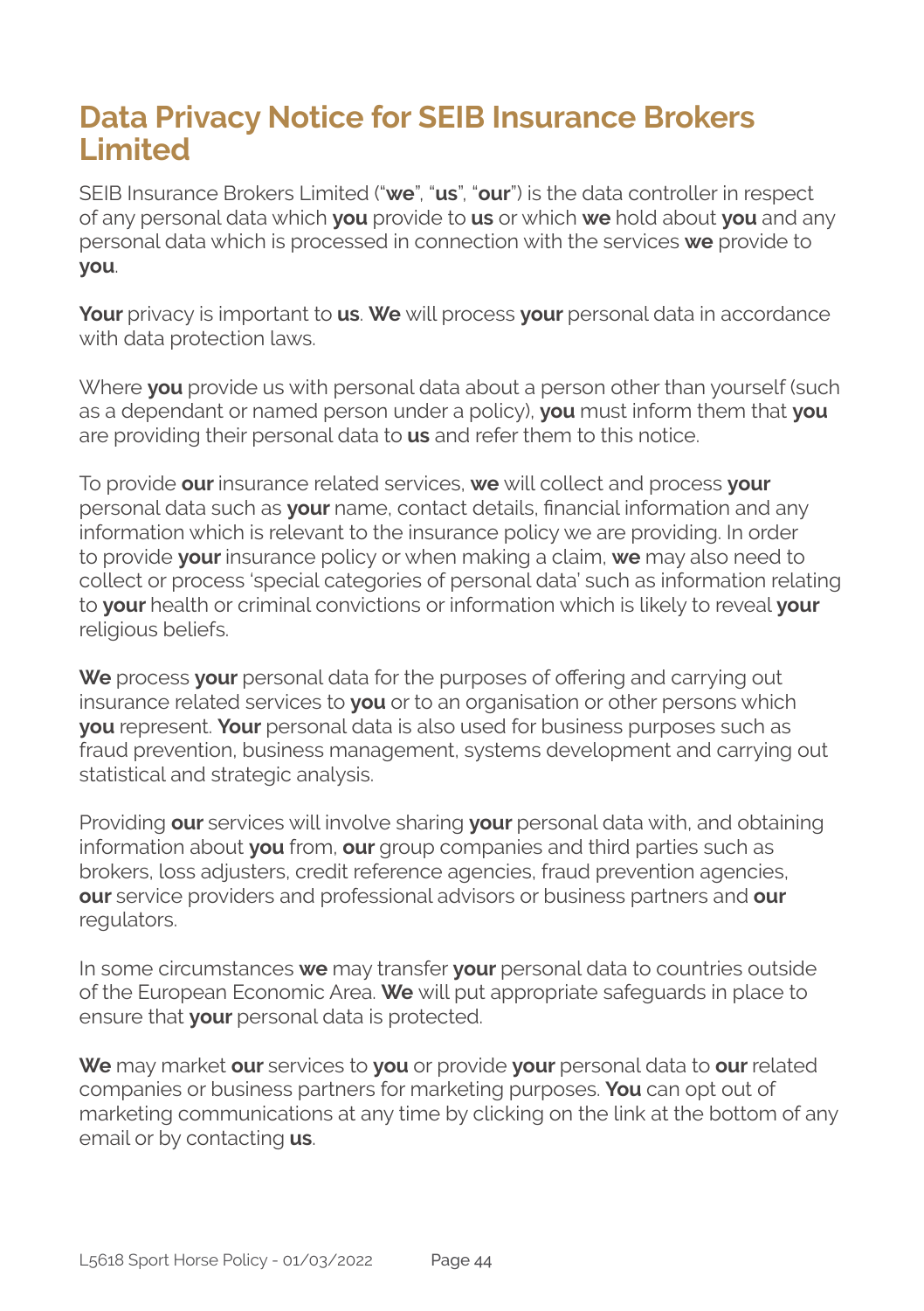# Data Privacy Notice for SEIB Insurance Brokers Limited

SEIB Insurance Brokers Limited ("**we**", "**us**", "**our**") is the data controller in respect of any personal data which **you** provide to **us** or which **we** hold about **you** and any personal data which is processed in connection with the services **we** provide to **you**.

**Your** privacy is important to **us**. **We** will process **your** personal data in accordance with data protection laws.

Where **you** provide us with personal data about a person other than yourself (such as a dependant or named person under a policy), **you** must inform them that **you** are providing their personal data to **us** and refer them to this notice.

To provide **our** insurance related services, **we** will collect and process **your** personal data such as **your** name, contact details, financial information and any information which is relevant to the insurance policy we are providing. In order to provide **your** insurance policy or when making a claim, **we** may also need to collect or process 'special categories of personal data' such as information relating to **your** health or criminal convictions or information which is likely to reveal **your** religious beliefs.

**We** process **your** personal data for the purposes of offering and carrying out insurance related services to **you** or to an organisation or other persons which **you** represent. **Your** personal data is also used for business purposes such as fraud prevention, business management, systems development and carrying out statistical and strategic analysis.

Providing **our** services will involve sharing **your** personal data with, and obtaining information about **you** from, **our** group companies and third parties such as brokers, loss adjusters, credit reference agencies, fraud prevention agencies, **our** service providers and professional advisors or business partners and **our** regulators.

In some circumstances **we** may transfer **your** personal data to countries outside of the European Economic Area. **We** will put appropriate safeguards in place to ensure that **your** personal data is protected.

**We** may market **our** services to **you** or provide **your** personal data to **our** related companies or business partners for marketing purposes. **You** can opt out of marketing communications at any time by clicking on the link at the bottom of any email or by contacting **us**.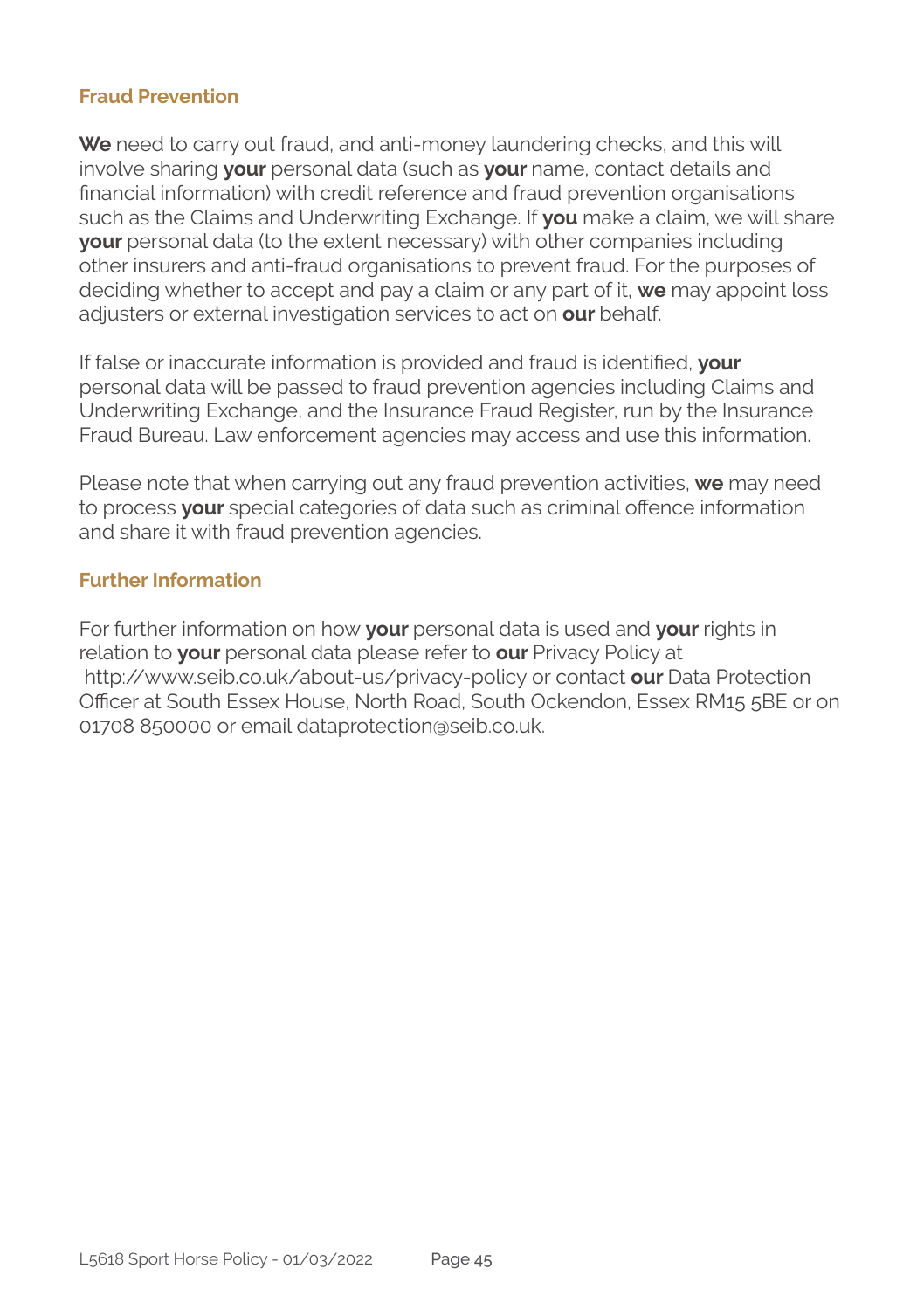## Fraud Prevention

**We** need to carry out fraud, and anti-money laundering checks, and this will involve sharing **your** personal data (such as **your** name, contact details and financial information) with credit reference and fraud prevention organisations such as the Claims and Underwriting Exchange. If **you** make a claim, we will share **your** personal data (to the extent necessary) with other companies including other insurers and anti-fraud organisations to prevent fraud. For the purposes of deciding whether to accept and pay a claim or any part of it, **we** may appoint loss adjusters or external investigation services to act on **our** behalf.

If false or inaccurate information is provided and fraud is identified, **your** personal data will be passed to fraud prevention agencies including Claims and Underwriting Exchange, and the Insurance Fraud Register, run by the Insurance Fraud Bureau. Law enforcement agencies may access and use this information.

Please note that when carrying out any fraud prevention activities, **we** may need to process **your** special categories of data such as criminal offence information and share it with fraud prevention agencies.

## Further Information

For further information on how **your** personal data is used and **your** rights in relation to **your** personal data please refer to **our** Privacy Policy at http://www.seib.co.uk/about-us/privacy-policy or contact **our** Data Protection Officer at South Essex House, North Road, South Ockendon, Essex RM15 5BE or on 01708 850000 or email dataprotection@seib.co.uk.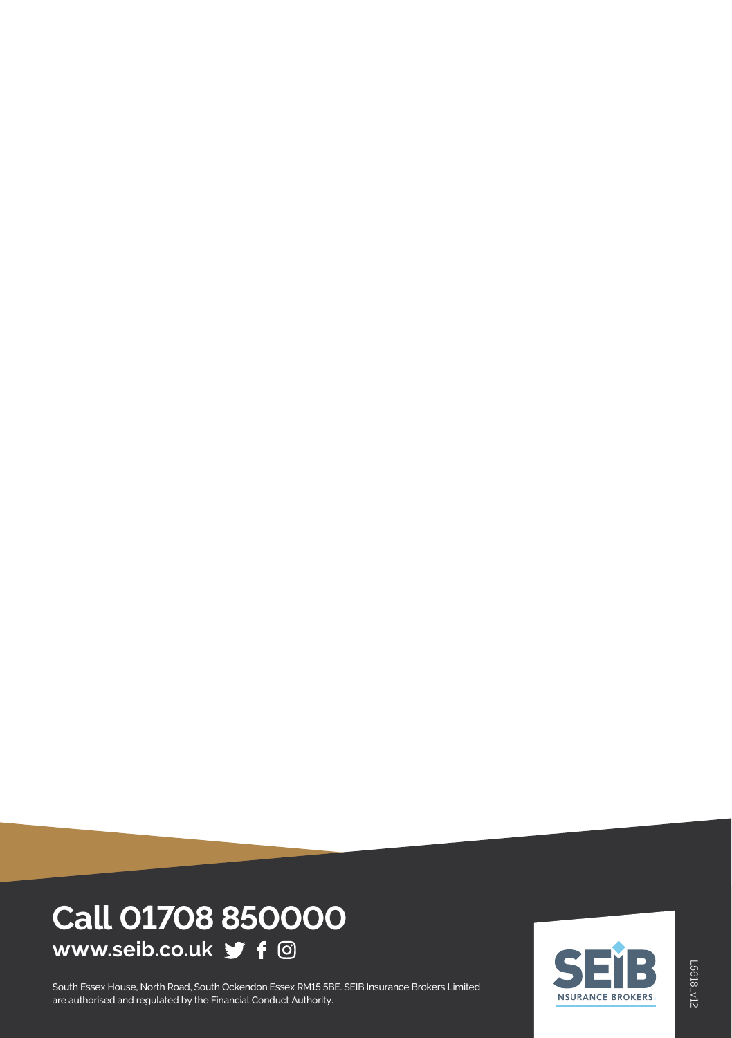# Call 01708 850000

**www.seib.co.uk**

South Essex House, North Road, South Ockendon Essex RM15 5BE. SEIB Insurance Brokers Limited are authorised and regulated by the Financial Conduct Authority.

SEIB INSURANCE BROKERS.

L5618_v12